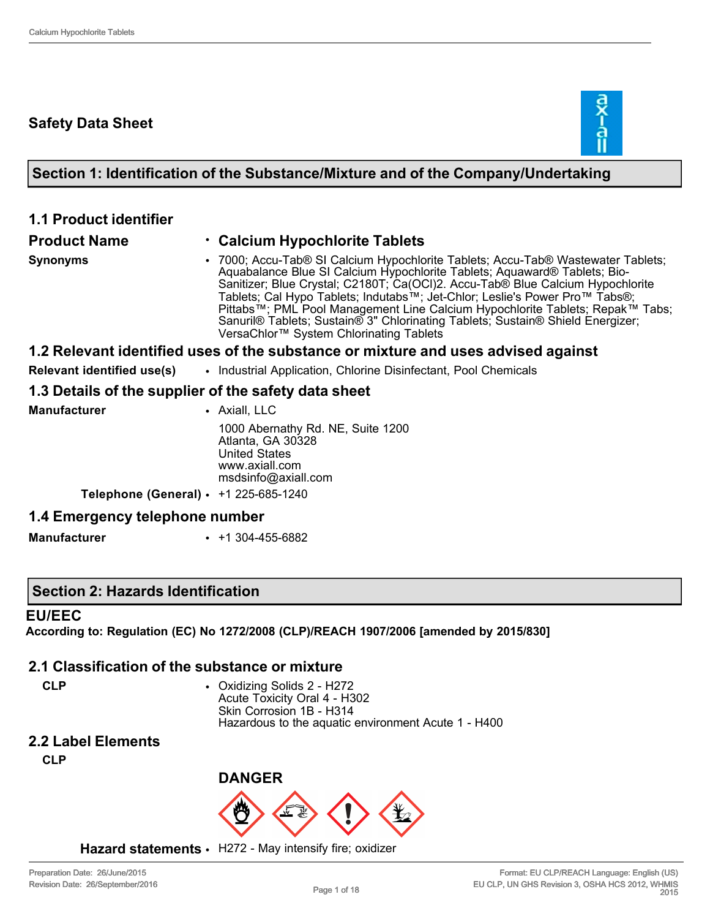# Safety Data Sheet

## Section 1: Identification of the Substance/Mixture and of the Company/Undertaking

### 1.1 Product identifier

| | |
|---|---|
| **Product Name** | • **Calcium Hypochlorite Tablets** |
| **Synonyms** | • 7000; Accu-Tab® SI Calcium Hypochlorite Tablets; Accu-Tab® Wastewater Tablets; Aquabalance Blue SI Calcium Hypochlorite Tablets; Aquaward® Tablets; Bio-Sanitizer; Blue Crystal; C2180T; Ca(OCl)2. Accu-Tab® Blue Calcium Hypochlorite Tablets; Cal Hypo Tablets; Indutabs™; Jet-Chlor; Leslie's Power Pro™ Tabs®; Pittabs™; PML Pool Management Line Calcium Hypochlorite Tablets; Repak™ Tabs; Sanuril® Tablets; Sustain® 3" Chlorinating Tablets; Sustain® Shield Energizer; VersaChlor™ System Chlorinating Tablets |

### 1.2 Relevant identified uses of the substance or mixture and uses advised against

| | |
|---|---|
| **Relevant identified use(s)** | • Industrial Application, Chlorine Disinfectant, Pool Chemicals |

### 1.3 Details of the supplier of the safety data sheet

| | |
|---|---|
| **Manufacturer** | • Axiall, LLC<br>1000 Abernathy Rd. NE, Suite 1200<br>Atlanta, GA 30328<br>United States<br>www.axiall.com<br>msdsinfo@axiall.com |
| **Telephone (General)** | • +1 225-685-1240 |

### 1.4 Emergency telephone number

| | |
|---|---|
| **Manufacturer** | • +1 304-455-6882 |

## Section 2: Hazards Identification

### EU/EEC

**According to: Regulation (EC) No 1272/2008 (CLP)/REACH 1907/2006 [amended by 2015/830]**

### 2.1 Classification of the substance or mixture

| | |
|---|---|
| **CLP** | • Oxidizing Solids 2 - H272<br>Acute Toxicity Oral 4 - H302<br>Skin Corrosion 1B - H314<br>Hazardous to the aquatic environment Acute 1 - H400 |

### 2.2 Label Elements

**CLP**

**DANGER**

| | |
|---|---|
| **Hazard statements** | • H272 - May intensify fire; oxidizer |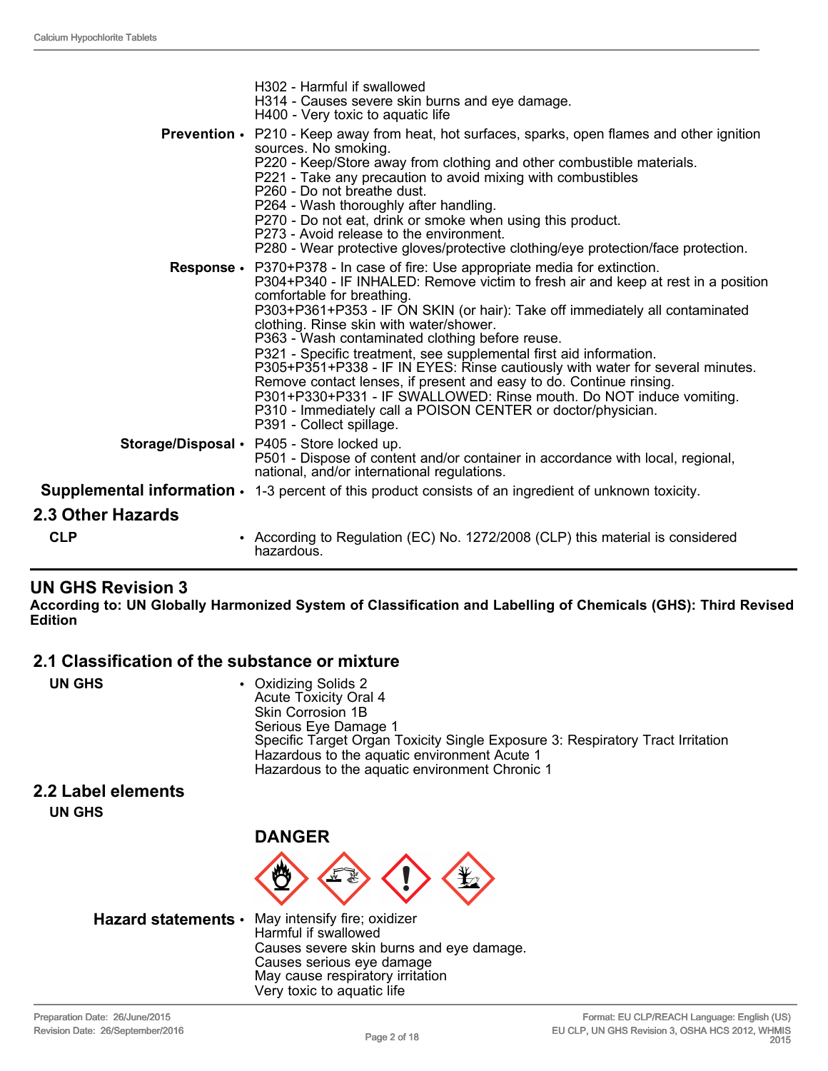H302 - Harmful if swallowed
H314 - Causes severe skin burns and eye damage.
H400 - Very toxic to aquatic life

**Prevention** • P210 - Keep away from heat, hot surfaces, sparks, open flames and other ignition sources. No smoking.
P220 - Keep/Store away from clothing and other combustible materials.
P221 - Take any precaution to avoid mixing with combustibles
P260 - Do not breathe dust.
P264 - Wash thoroughly after handling.
P270 - Do not eat, drink or smoke when using this product.
P273 - Avoid release to the environment.
P280 - Wear protective gloves/protective clothing/eye protection/face protection.

**Response** • P370+P378 - In case of fire: Use appropriate media for extinction.
P304+P340 - IF INHALED: Remove victim to fresh air and keep at rest in a position comfortable for breathing.
P303+P361+P353 - IF ON SKIN (or hair): Take off immediately all contaminated clothing. Rinse skin with water/shower.
P363 - Wash contaminated clothing before reuse.
P321 - Specific treatment, see supplemental first aid information.
P305+P351+P338 - IF IN EYES: Rinse cautiously with water for several minutes. Remove contact lenses, if present and easy to do. Continue rinsing.
P301+P330+P331 - IF SWALLOWED: Rinse mouth. Do NOT induce vomiting.
P310 - Immediately call a POISON CENTER or doctor/physician.
P391 - Collect spillage.

**Storage/Disposal** • P405 - Store locked up.
P501 - Dispose of content and/or container in accordance with local, regional, national, and/or international regulations.

**Supplemental information** • 1-3 percent of this product consists of an ingredient of unknown toxicity.

## 2.3 Other Hazards

**CLP** • According to Regulation (EC) No. 1272/2008 (CLP) this material is considered hazardous.

# UN GHS Revision 3

**According to: UN Globally Harmonized System of Classification and Labelling of Chemicals (GHS): Third Revised Edition**

## 2.1 Classification of the substance or mixture

**UN GHS** • Oxidizing Solids 2
Acute Toxicity Oral 4
Skin Corrosion 1B
Serious Eye Damage 1
Specific Target Organ Toxicity Single Exposure 3: Respiratory Tract Irritation
Hazardous to the aquatic environment Acute 1
Hazardous to the aquatic environment Chronic 1

## 2.2 Label elements

**UN GHS**

### DANGER

**Hazard statements** • May intensify fire; oxidizer
Harmful if swallowed
Causes severe skin burns and eye damage.
Causes serious eye damage
May cause respiratory irritation
Very toxic to aquatic life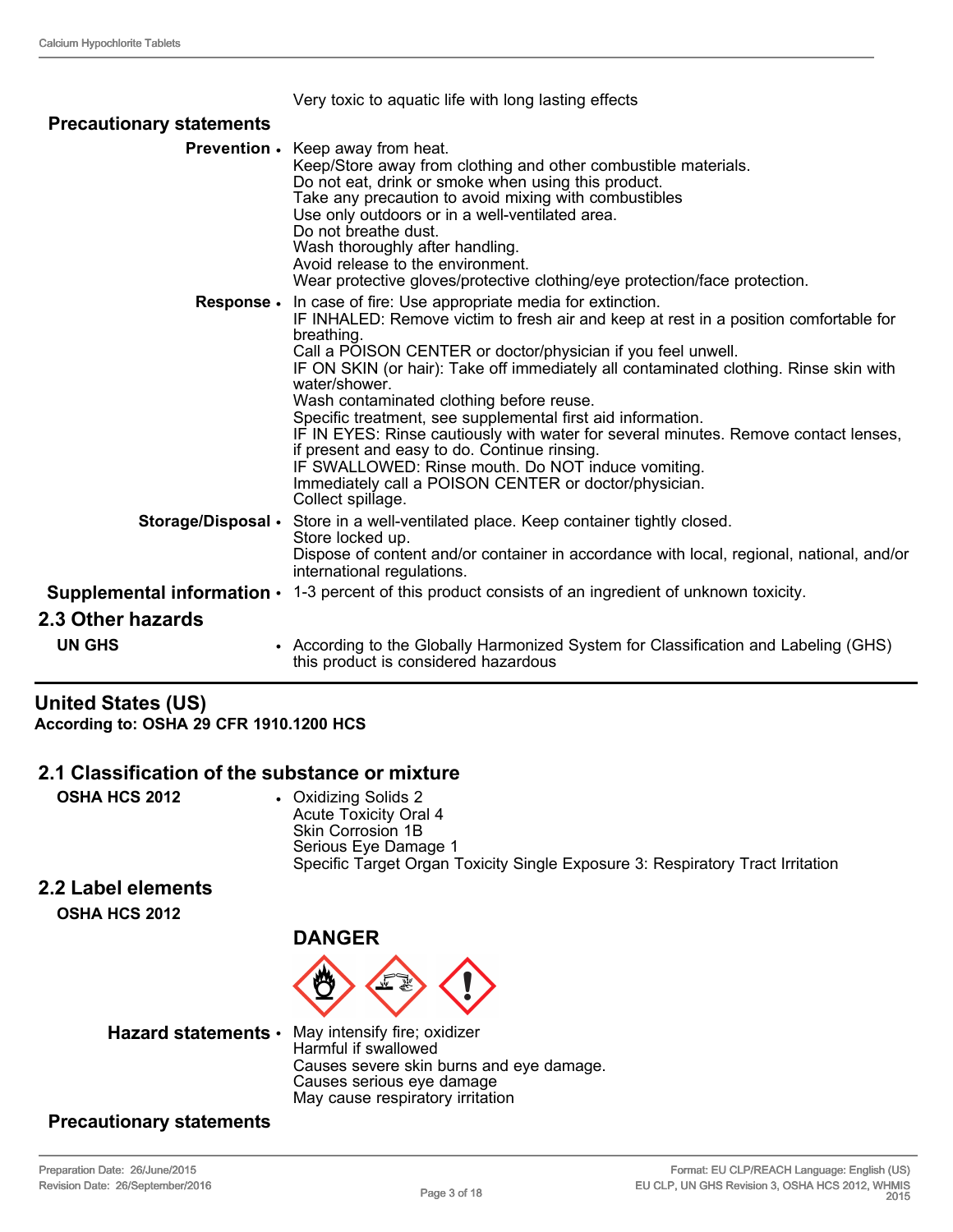Very toxic to aquatic life with long lasting effects

**Precautionary statements**

**Prevention**
- Keep away from heat.
  Keep/Store away from clothing and other combustible materials.
  Do not eat, drink or smoke when using this product.
  Take any precaution to avoid mixing with combustibles
  Use only outdoors or in a well-ventilated area.
  Do not breathe dust.
  Wash thoroughly after handling.
  Avoid release to the environment.
  Wear protective gloves/protective clothing/eye protection/face protection.

**Response**
- In case of fire: Use appropriate media for extinction.
  IF INHALED: Remove victim to fresh air and keep at rest in a position comfortable for breathing.
  Call a POISON CENTER or doctor/physician if you feel unwell.
  IF ON SKIN (or hair): Take off immediately all contaminated clothing. Rinse skin with water/shower.
  Wash contaminated clothing before reuse.
  Specific treatment, see supplemental first aid information.
  IF IN EYES: Rinse cautiously with water for several minutes. Remove contact lenses, if present and easy to do. Continue rinsing.
  IF SWALLOWED: Rinse mouth. Do NOT induce vomiting.
  Immediately call a POISON CENTER or doctor/physician.
  Collect spillage.

**Storage/Disposal**
- Store in a well-ventilated place. Keep container tightly closed.
  Store locked up.
  Dispose of content and/or container in accordance with local, regional, national, and/or international regulations.

**Supplemental information**
- 1-3 percent of this product consists of an ingredient of unknown toxicity.

## 2.3 Other hazards

**UN GHS**
- According to the Globally Harmonized System for Classification and Labeling (GHS) this product is considered hazardous

---

## United States (US)

**According to: OSHA 29 CFR 1910.1200 HCS**

## 2.1 Classification of the substance or mixture

**OSHA HCS 2012**
- Oxidizing Solids 2
  Acute Toxicity Oral 4
  Skin Corrosion 1B
  Serious Eye Damage 1
  Specific Target Organ Toxicity Single Exposure 3: Respiratory Tract Irritation

## 2.2 Label elements

**OSHA HCS 2012**

**DANGER**

**Hazard statements**
- May intensify fire; oxidizer
  Harmful if swallowed
  Causes severe skin burns and eye damage.
  Causes serious eye damage
  May cause respiratory irritation

**Precautionary statements**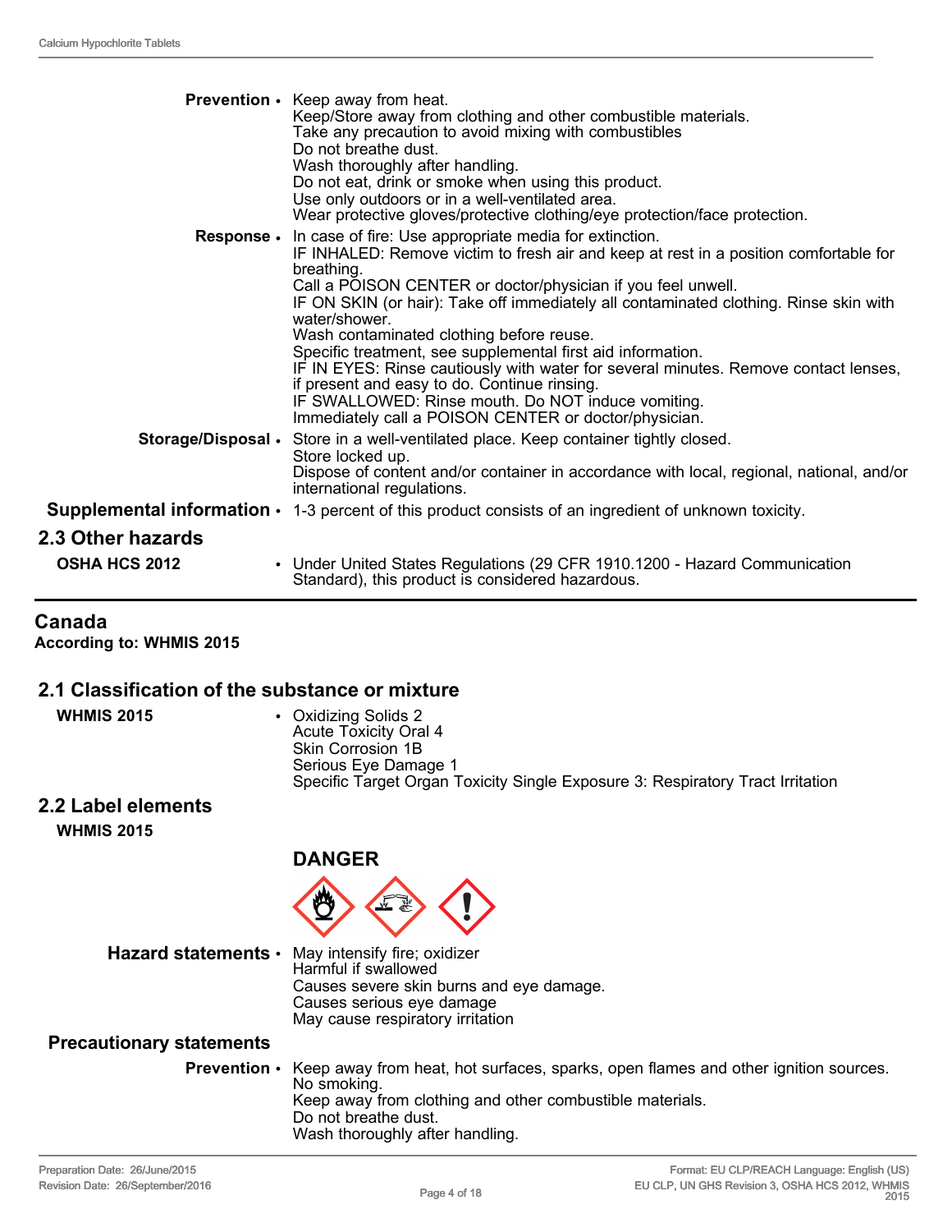**Prevention** • Keep away from heat.
Keep/Store away from clothing and other combustible materials.
Take any precaution to avoid mixing with combustibles
Do not breathe dust.
Wash thoroughly after handling.
Do not eat, drink or smoke when using this product.
Use only outdoors or in a well-ventilated area.
Wear protective gloves/protective clothing/eye protection/face protection.

**Response** • In case of fire: Use appropriate media for extinction.
IF INHALED: Remove victim to fresh air and keep at rest in a position comfortable for breathing.
Call a POISON CENTER or doctor/physician if you feel unwell.
IF ON SKIN (or hair): Take off immediately all contaminated clothing. Rinse skin with water/shower.
Wash contaminated clothing before reuse.
Specific treatment, see supplemental first aid information.
IF IN EYES: Rinse cautiously with water for several minutes. Remove contact lenses, if present and easy to do. Continue rinsing.
IF SWALLOWED: Rinse mouth. Do NOT induce vomiting.
Immediately call a POISON CENTER or doctor/physician.

**Storage/Disposal** • Store in a well-ventilated place. Keep container tightly closed.
Store locked up.
Dispose of content and/or container in accordance with local, regional, national, and/or international regulations.

**Supplemental information** • 1-3 percent of this product consists of an ingredient of unknown toxicity.

## 2.3 Other hazards

**OSHA HCS 2012** • Under United States Regulations (29 CFR 1910.1200 - Hazard Communication Standard), this product is considered hazardous.

# Canada

**According to: WHMIS 2015**

## 2.1 Classification of the substance or mixture

**WHMIS 2015** • Oxidizing Solids 2
Acute Toxicity Oral 4
Skin Corrosion 1B
Serious Eye Damage 1
Specific Target Organ Toxicity Single Exposure 3: Respiratory Tract Irritation

## 2.2 Label elements

**WHMIS 2015**

**DANGER**

**Hazard statements** • May intensify fire; oxidizer
Harmful if swallowed
Causes severe skin burns and eye damage.
Causes serious eye damage
May cause respiratory irritation

### Precautionary statements

**Prevention** • Keep away from heat, hot surfaces, sparks, open flames and other ignition sources. No smoking.
Keep away from clothing and other combustible materials.
Do not breathe dust.
Wash thoroughly after handling.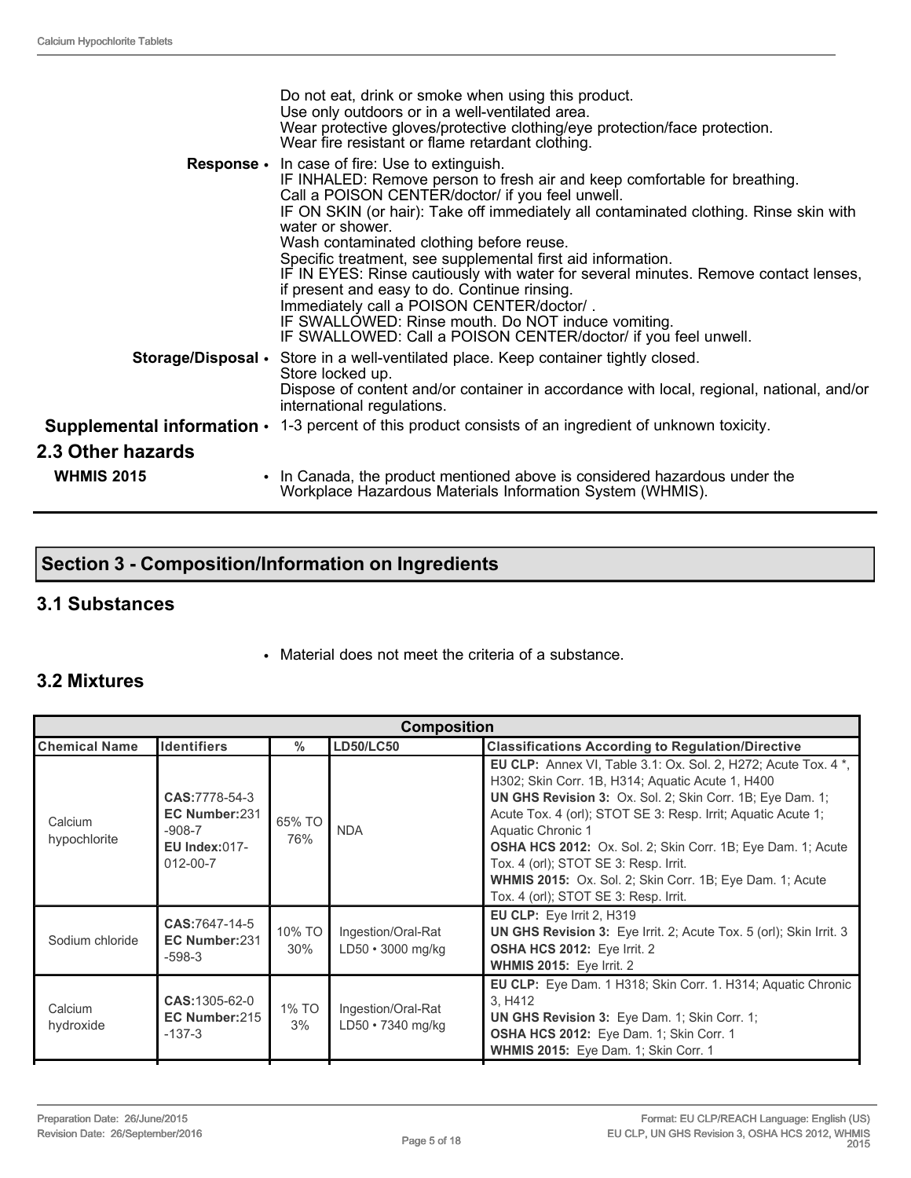Do not eat, drink or smoke when using this product.
Use only outdoors or in a well-ventilated area.
Wear protective gloves/protective clothing/eye protection/face protection.
Wear fire resistant or flame retardant clothing.

**Response** • In case of fire: Use to extinguish.
IF INHALED: Remove person to fresh air and keep comfortable for breathing.
Call a POISON CENTER/doctor/ if you feel unwell.
IF ON SKIN (or hair): Take off immediately all contaminated clothing. Rinse skin with water or shower.
Wash contaminated clothing before reuse.
Specific treatment, see supplemental first aid information.
IF IN EYES: Rinse cautiously with water for several minutes. Remove contact lenses, if present and easy to do. Continue rinsing.
Immediately call a POISON CENTER/doctor/ .
IF SWALLOWED: Rinse mouth. Do NOT induce vomiting.
IF SWALLOWED: Call a POISON CENTER/doctor/ if you feel unwell.

**Storage/Disposal** • Store in a well-ventilated place. Keep container tightly closed.
Store locked up.
Dispose of content and/or container in accordance with local, regional, national, and/or international regulations.

**Supplemental information** • 1-3 percent of this product consists of an ingredient of unknown toxicity.

### 2.3 Other hazards

**WHMIS 2015** • In Canada, the product mentioned above is considered hazardous under the Workplace Hazardous Materials Information System (WHMIS).

## Section 3 - Composition/Information on Ingredients

### 3.1 Substances

• Material does not meet the criteria of a substance.

### 3.2 Mixtures

| Composition | | | | |
|---|---|---|---|---|
| **Chemical Name** | **Identifiers** | **%** | **LD50/LC50** | **Classifications According to Regulation/Directive** |
| Calcium hypochlorite | **CAS:**7778-54-3 **EC Number:**231-908-7 **EU Index:**017-012-00-7 | 65% TO 76% | NDA | **EU CLP:** Annex VI, Table 3.1: Ox. Sol. 2, H272; Acute Tox. 4 *, H302; Skin Corr. 1B, H314; Aquatic Acute 1, H400 **UN GHS Revision 3:** Ox. Sol. 2; Skin Corr. 1B; Eye Dam. 1; Acute Tox. 4 (orl); STOT SE 3: Resp. Irrit; Aquatic Acute 1; Aquatic Chronic 1 **OSHA HCS 2012:** Ox. Sol. 2; Skin Corr. 1B; Eye Dam. 1; Acute Tox. 4 (orl); STOT SE 3: Resp. Irrit. **WHMIS 2015:** Ox. Sol. 2; Skin Corr. 1B; Eye Dam. 1; Acute Tox. 4 (orl); STOT SE 3: Resp. Irrit. |
| Sodium chloride | **CAS:**7647-14-5 **EC Number:**231-598-3 | 10% TO 30% | Ingestion/Oral-Rat LD50 • 3000 mg/kg | **EU CLP:** Eye Irrit 2, H319 **UN GHS Revision 3:** Eye Irrit. 2; Acute Tox. 5 (orl); Skin Irrit. 3 **OSHA HCS 2012:** Eye Irrit. 2 **WHMIS 2015:** Eye Irrit. 2 |
| Calcium hydroxide | **CAS:**1305-62-0 **EC Number:**215-137-3 | 1% TO 3% | Ingestion/Oral-Rat LD50 • 7340 mg/kg | **EU CLP:** Eye Dam. 1 H318; Skin Corr. 1. H314; Aquatic Chronic 3, H412 **UN GHS Revision 3:** Eye Dam. 1; Skin Corr. 1; **OSHA HCS 2012:** Eye Dam. 1; Skin Corr. 1 **WHMIS 2015:** Eye Dam. 1; Skin Corr. 1 |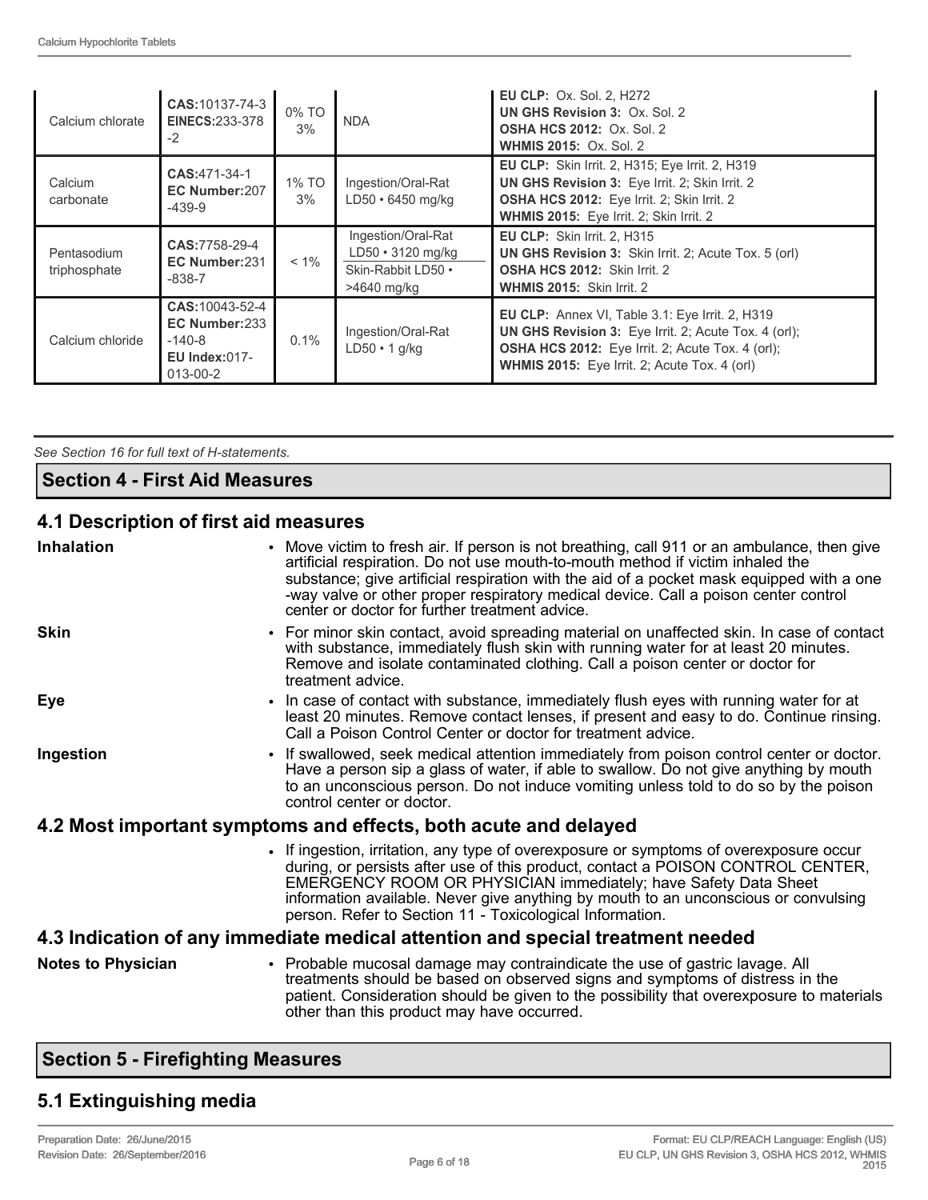| | | | | |
|---|---|---|---|---|
| Calcium chlorate | **CAS:**10137-74-3 **EINECS:**233-378-2 | 0% TO 3% | NDA | **EU CLP:** Ox. Sol. 2, H272 **UN GHS Revision 3:** Ox. Sol. 2 **OSHA HCS 2012:** Ox. Sol. 2 **WHMIS 2015:** Ox. Sol. 2 |
| Calcium carbonate | **CAS:**471-34-1 **EC Number:**207-439-9 | 1% TO 3% | Ingestion/Oral-Rat LD50 • 6450 mg/kg | **EU CLP:** Skin Irrit. 2, H315; Eye Irrit. 2, H319 **UN GHS Revision 3:** Eye Irrit. 2; Skin Irrit. 2 **OSHA HCS 2012:** Eye Irrit. 2; Skin Irrit. 2 **WHMIS 2015:** Eye Irrit. 2; Skin Irrit. 2 |
| Pentasodium triphosphate | **CAS:**7758-29-4 **EC Number:**231-838-7 | < 1% | Ingestion/Oral-Rat LD50 • 3120 mg/kg; Skin-Rabbit LD50 • >4640 mg/kg | **EU CLP:** Skin Irrit. 2, H315 **UN GHS Revision 3:** Skin Irrit. 2; Acute Tox. 5 (orl) **OSHA HCS 2012:** Skin Irrit. 2 **WHMIS 2015:** Skin Irrit. 2 |
| Calcium chloride | **CAS:**10043-52-4 **EC Number:**233-140-8 **EU Index:**017-013-00-2 | 0.1% | Ingestion/Oral-Rat LD50 • 1 g/kg | **EU CLP:** Annex VI, Table 3.1: Eye Irrit. 2, H319 **UN GHS Revision 3:** Eye Irrit. 2; Acute Tox. 4 (orl); **OSHA HCS 2012:** Eye Irrit. 2; Acute Tox. 4 (orl); **WHMIS 2015:** Eye Irrit. 2; Acute Tox. 4 (orl) |

*See Section 16 for full text of H-statements.*

## Section 4 - First Aid Measures

### 4.1 Description of first aid measures

**Inhalation**
- Move victim to fresh air. If person is not breathing, call 911 or an ambulance, then give artificial respiration. Do not use mouth-to-mouth method if victim inhaled the substance; give artificial respiration with the aid of a pocket mask equipped with a one-way valve or other proper respiratory medical device. Call a poison center control center or doctor for further treatment advice.

**Skin**
- For minor skin contact, avoid spreading material on unaffected skin. In case of contact with substance, immediately flush skin with running water for at least 20 minutes. Remove and isolate contaminated clothing. Call a poison center or doctor for treatment advice.

**Eye**
- In case of contact with substance, immediately flush eyes with running water for at least 20 minutes. Remove contact lenses, if present and easy to do. Continue rinsing. Call a Poison Control Center or doctor for treatment advice.

**Ingestion**
- If swallowed, seek medical attention immediately from poison control center or doctor. Have a person sip a glass of water, if able to swallow. Do not give anything by mouth to an unconscious person. Do not induce vomiting unless told to do so by the poison control center or doctor.

### 4.2 Most important symptoms and effects, both acute and delayed

- If ingestion, irritation, any type of overexposure or symptoms of overexposure occur during, or persists after use of this product, contact a POISON CONTROL CENTER, EMERGENCY ROOM OR PHYSICIAN immediately; have Safety Data Sheet information available. Never give anything by mouth to an unconscious or convulsing person. Refer to Section 11 - Toxicological Information.

### 4.3 Indication of any immediate medical attention and special treatment needed

**Notes to Physician**
- Probable mucosal damage may contraindicate the use of gastric lavage. All treatments should be based on observed signs and symptoms of distress in the patient. Consideration should be given to the possibility that overexposure to materials other than this product may have occurred.

## Section 5 - Firefighting Measures

### 5.1 Extinguishing media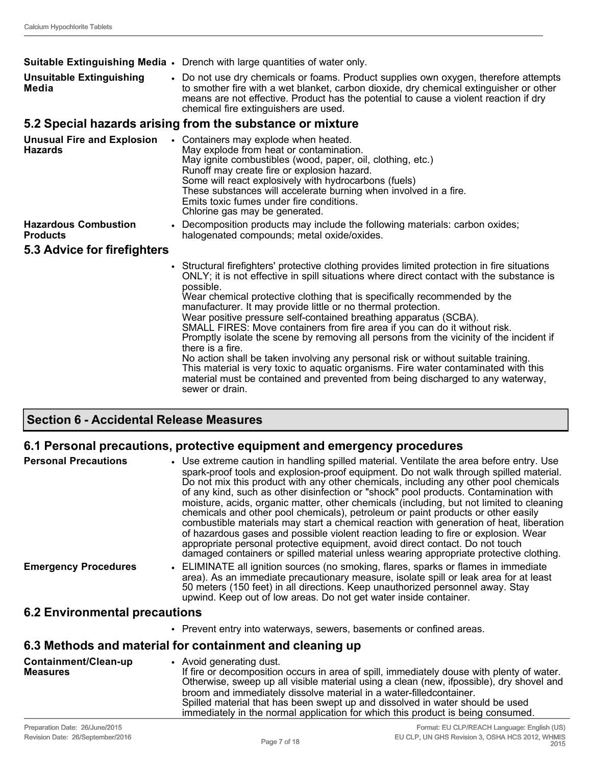**Suitable Extinguishing Media**
- Drench with large quantities of water only.

**Unsuitable Extinguishing Media**
- Do not use dry chemicals or foams. Product supplies own oxygen, therefore attempts to smother fire with a wet blanket, carbon dioxide, dry chemical extinguisher or other means are not effective. Product has the potential to cause a violent reaction if dry chemical fire extinguishers are used.

## 5.2 Special hazards arising from the substance or mixture

**Unusual Fire and Explosion Hazards**
- Containers may explode when heated.
  May explode from heat or contamination.
  May ignite combustibles (wood, paper, oil, clothing, etc.)
  Runoff may create fire or explosion hazard.
  Some will react explosively with hydrocarbons (fuels)
  These substances will accelerate burning when involved in a fire.
  Emits toxic fumes under fire conditions.
  Chlorine gas may be generated.

**Hazardous Combustion Products**
- Decomposition products may include the following materials: carbon oxides; halogenated compounds; metal oxide/oxides.

## 5.3 Advice for firefighters

- Structural firefighters' protective clothing provides limited protection in fire situations ONLY; it is not effective in spill situations where direct contact with the substance is possible.
  Wear chemical protective clothing that is specifically recommended by the manufacturer. It may provide little or no thermal protection.
  Wear positive pressure self-contained breathing apparatus (SCBA).
  SMALL FIRES: Move containers from fire area if you can do it without risk.
  Promptly isolate the scene by removing all persons from the vicinity of the incident if there is a fire.
  No action shall be taken involving any personal risk or without suitable training.
  This material is very toxic to aquatic organisms. Fire water contaminated with this material must be contained and prevented from being discharged to any waterway, sewer or drain.

# Section 6 - Accidental Release Measures

## 6.1 Personal precautions, protective equipment and emergency procedures

**Personal Precautions**
- Use extreme caution in handling spilled material. Ventilate the area before entry. Use spark-proof tools and explosion-proof equipment. Do not walk through spilled material. Do not mix this product with any other chemicals, including any other pool chemicals of any kind, such as other disinfection or "shock" pool products. Contamination with moisture, acids, organic matter, other chemicals (including, but not limited to cleaning chemicals and other pool chemicals), petroleum or paint products or other easily combustible materials may start a chemical reaction with generation of heat, liberation of hazardous gases and possible violent reaction leading to fire or explosion. Wear appropriate personal protective equipment, avoid direct contact. Do not touch damaged containers or spilled material unless wearing appropriate protective clothing.

**Emergency Procedures**
- ELIMINATE all ignition sources (no smoking, flares, sparks or flames in immediate area). As an immediate precautionary measure, isolate spill or leak area for at least 50 meters (150 feet) in all directions. Keep unauthorized personnel away. Stay upwind. Keep out of low areas. Do not get water inside container.

## 6.2 Environmental precautions

- Prevent entry into waterways, sewers, basements or confined areas.

## 6.3 Methods and material for containment and cleaning up

**Containment/Clean-up Measures**
- Avoid generating dust.
  If fire or decomposition occurs in area of spill, immediately douse with plenty of water. Otherwise, sweep up all visible material using a clean (new, ifpossible), dry shovel and broom and immediately dissolve material in a water-filledcontainer.
  Spilled material that has been swept up and dissolved in water should be used immediately in the normal application for which this product is being consumed.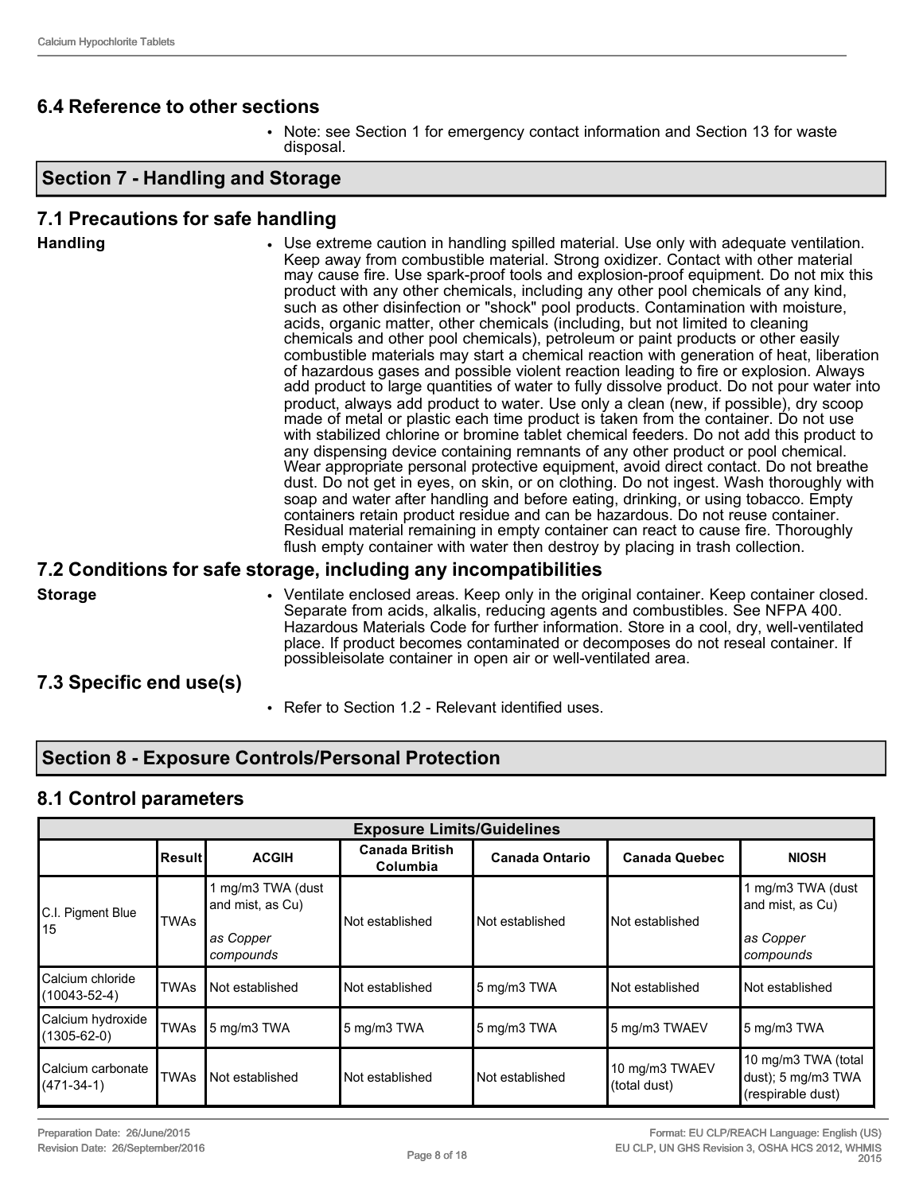## 6.4 Reference to other sections

- Note: see Section 1 for emergency contact information and Section 13 for waste disposal.

## Section 7 - Handling and Storage

### 7.1 Precautions for safe handling

**Handling**

- Use extreme caution in handling spilled material. Use only with adequate ventilation. Keep away from combustible material. Strong oxidizer. Contact with other material may cause fire. Use spark-proof tools and explosion-proof equipment. Do not mix this product with any other chemicals, including any other pool chemicals of any kind, such as other disinfection or "shock" pool products. Contamination with moisture, acids, organic matter, other chemicals (including, but not limited to cleaning chemicals and other pool chemicals), petroleum or paint products or other easily combustible materials may start a chemical reaction with generation of heat, liberation of hazardous gases and possible violent reaction leading to fire or explosion. Always add product to large quantities of water to fully dissolve product. Do not pour water into product, always add product to water. Use only a clean (new, if possible), dry scoop made of metal or plastic each time product is taken from the container. Do not use with stabilized chlorine or bromine tablet chemical feeders. Do not add this product to any dispensing device containing remnants of any other product or pool chemical. Wear appropriate personal protective equipment, avoid direct contact. Do not breathe dust. Do not get in eyes, on skin, or on clothing. Do not ingest. Wash thoroughly with soap and water after handling and before eating, drinking, or using tobacco. Empty containers retain product residue and can be hazardous. Do not reuse container. Residual material remaining in empty container can react to cause fire. Thoroughly flush empty container with water then destroy by placing in trash collection.

### 7.2 Conditions for safe storage, including any incompatibilities

**Storage**

- Ventilate enclosed areas. Keep only in the original container. Keep container closed. Separate from acids, alkalis, reducing agents and combustibles. See NFPA 400. Hazardous Materials Code for further information. Store in a cool, dry, well-ventilated place. If product becomes contaminated or decomposes do not reseal container. If possibleisolate container in open air or well-ventilated area.

### 7.3 Specific end use(s)

- Refer to Section 1.2 - Relevant identified uses.

## Section 8 - Exposure Controls/Personal Protection

### 8.1 Control parameters

| Exposure Limits/Guidelines | | | | | | |
|---|---|---|---|---|---|---|
| | **Result** | **ACGIH** | **Canada British Columbia** | **Canada Ontario** | **Canada Quebec** | **NIOSH** |
| C.I. Pigment Blue 15 | TWAs | 1 mg/m3 TWA (dust and mist, as Cu) *as Copper compounds* | Not established | Not established | Not established | 1 mg/m3 TWA (dust and mist, as Cu) *as Copper compounds* |
| Calcium chloride (10043-52-4) | TWAs | Not established | Not established | 5 mg/m3 TWA | Not established | Not established |
| Calcium hydroxide (1305-62-0) | TWAs | 5 mg/m3 TWA | 5 mg/m3 TWA | 5 mg/m3 TWA | 5 mg/m3 TWAEV | 5 mg/m3 TWA |
| Calcium carbonate (471-34-1) | TWAs | Not established | Not established | Not established | 10 mg/m3 TWAEV (total dust) | 10 mg/m3 TWA (total dust); 5 mg/m3 TWA (respirable dust) |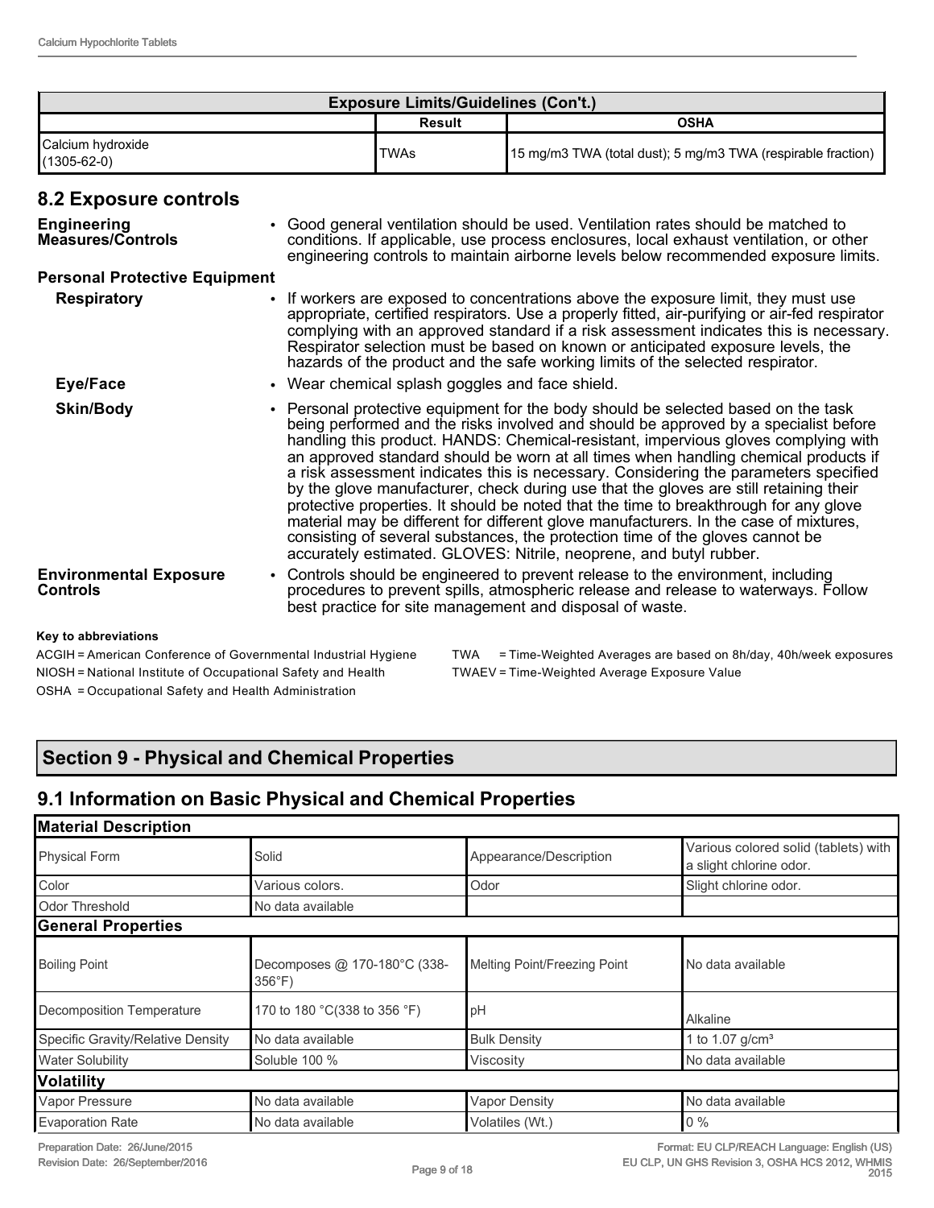| Exposure Limits/Guidelines (Con't.) | | |
|---|---|---|
| | Result | OSHA |
| Calcium hydroxide (1305-62-0) | TWAs | 15 mg/m3 TWA (total dust); 5 mg/m3 TWA (respirable fraction) |

## 8.2 Exposure controls

**Engineering Measures/Controls**

- Good general ventilation should be used. Ventilation rates should be matched to conditions. If applicable, use process enclosures, local exhaust ventilation, or other engineering controls to maintain airborne levels below recommended exposure limits.

**Personal Protective Equipment**

**Respiratory**

- If workers are exposed to concentrations above the exposure limit, they must use appropriate, certified respirators. Use a properly fitted, air-purifying or air-fed respirator complying with an approved standard if a risk assessment indicates this is necessary. Respirator selection must be based on known or anticipated exposure levels, the hazards of the product and the safe working limits of the selected respirator.

**Eye/Face**

- Wear chemical splash goggles and face shield.

**Skin/Body**

- Personal protective equipment for the body should be selected based on the task being performed and the risks involved and should be approved by a specialist before handling this product. HANDS: Chemical-resistant, impervious gloves complying with an approved standard should be worn at all times when handling chemical products if a risk assessment indicates this is necessary. Considering the parameters specified by the glove manufacturer, check during use that the gloves are still retaining their protective properties. It should be noted that the time to breakthrough for any glove material may be different for different glove manufacturers. In the case of mixtures, consisting of several substances, the protection time of the gloves cannot be accurately estimated. GLOVES: Nitrile, neoprene, and butyl rubber.

**Environmental Exposure Controls**

- Controls should be engineered to prevent release to the environment, including procedures to prevent spills, atmospheric release and release to waterways. Follow best practice for site management and disposal of waste.

**Key to abbreviations**

ACGIH = American Conference of Governmental Industrial Hygiene
NIOSH = National Institute of Occupational Safety and Health
OSHA = Occupational Safety and Health Administration
TWA = Time-Weighted Averages are based on 8h/day, 40h/week exposures
TWAEV = Time-Weighted Average Exposure Value

# Section 9 - Physical and Chemical Properties

## 9.1 Information on Basic Physical and Chemical Properties

| Material Description | | | |
|---|---|---|---|
| Physical Form | Solid | Appearance/Description | Various colored solid (tablets) with a slight chlorine odor. |
| Color | Various colors. | Odor | Slight chlorine odor. |
| Odor Threshold | No data available | | |
| **General Properties** | | | |
| Boiling Point | Decomposes @ 170-180°C (338-356°F) | Melting Point/Freezing Point | No data available |
| Decomposition Temperature | 170 to 180 °C(338 to 356 °F) | pH | Alkaline |
| Specific Gravity/Relative Density | No data available | Bulk Density | 1 to 1.07 g/cm³ |
| Water Solubility | Soluble 100 % | Viscosity | No data available |
| **Volatility** | | | |
| Vapor Pressure | No data available | Vapor Density | No data available |
| Evaporation Rate | No data available | Volatiles (Wt.) | 0 % |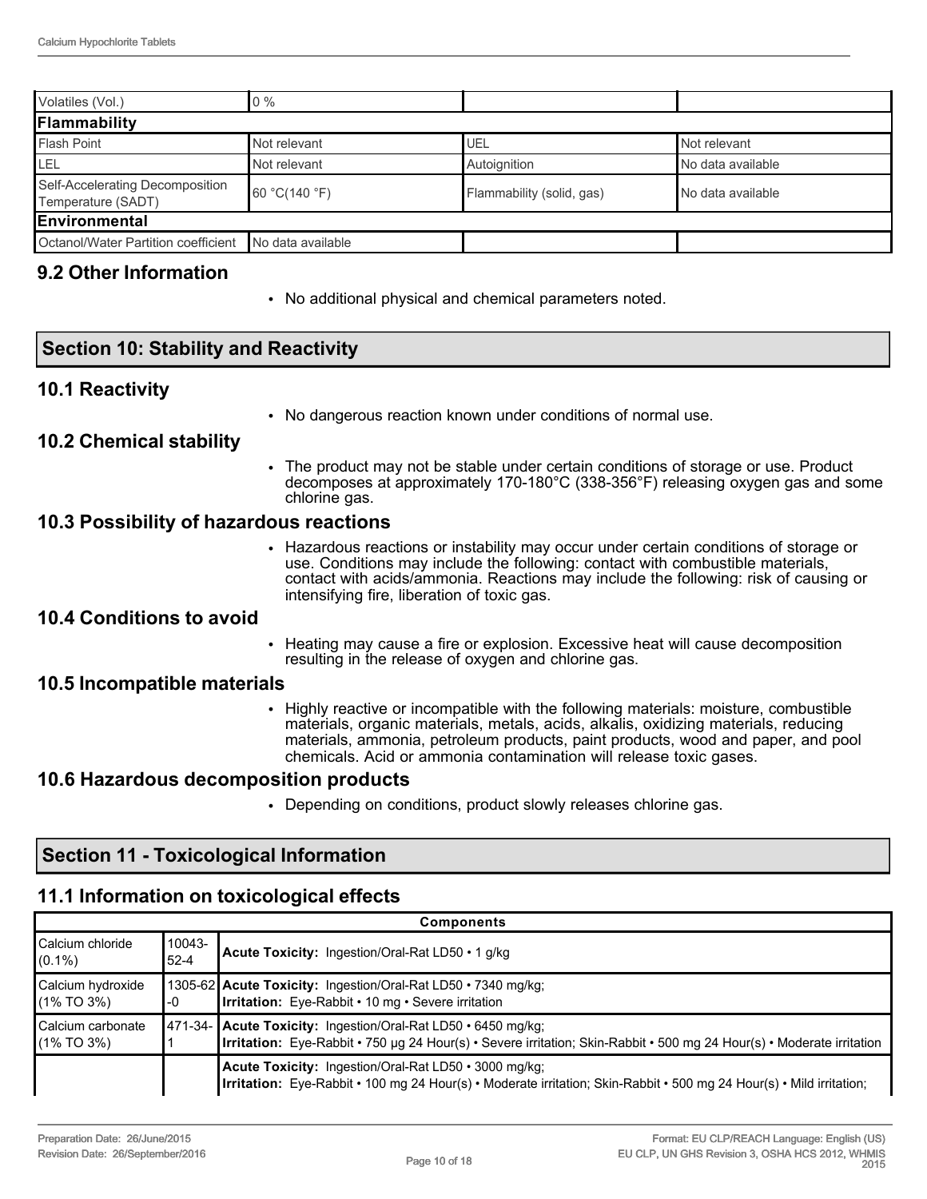| | | | |
|---|---|---|---|
| Volatiles (Vol.) | 0 % | | |
| **Flammability** | | | |
| Flash Point | Not relevant | UEL | Not relevant |
| LEL | Not relevant | Autoignition | No data available |
| Self-Accelerating Decomposition Temperature (SADT) | 60 °C(140 °F) | Flammability (solid, gas) | No data available |
| **Environmental** | | | |
| Octanol/Water Partition coefficient | No data available | | |

## 9.2 Other Information

- No additional physical and chemical parameters noted.

# Section 10: Stability and Reactivity

## 10.1 Reactivity

- No dangerous reaction known under conditions of normal use.

## 10.2 Chemical stability

- The product may not be stable under certain conditions of storage or use. Product decomposes at approximately 170-180°C (338-356°F) releasing oxygen gas and some chlorine gas.

## 10.3 Possibility of hazardous reactions

- Hazardous reactions or instability may occur under certain conditions of storage or use. Conditions may include the following: contact with combustible materials, contact with acids/ammonia. Reactions may include the following: risk of causing or intensifying fire, liberation of toxic gas.

## 10.4 Conditions to avoid

- Heating may cause a fire or explosion. Excessive heat will cause decomposition resulting in the release of oxygen and chlorine gas.

## 10.5 Incompatible materials

- Highly reactive or incompatible with the following materials: moisture, combustible materials, organic materials, metals, acids, alkalis, oxidizing materials, reducing materials, ammonia, petroleum products, paint products, wood and paper, and pool chemicals. Acid or ammonia contamination will release toxic gases.

## 10.6 Hazardous decomposition products

- Depending on conditions, product slowly releases chlorine gas.

# Section 11 - Toxicological Information

## 11.1 Information on toxicological effects

| Components | | |
|---|---|---|
| Calcium chloride (0.1%) | 10043-52-4 | **Acute Toxicity:** Ingestion/Oral-Rat LD50 • 1 g/kg |
| Calcium hydroxide (1% TO 3%) | 1305-62-0 | **Acute Toxicity:** Ingestion/Oral-Rat LD50 • 7340 mg/kg; **Irritation:** Eye-Rabbit • 10 mg • Severe irritation |
| Calcium carbonate (1% TO 3%) | 471-34-1 | **Acute Toxicity:** Ingestion/Oral-Rat LD50 • 6450 mg/kg; **Irritation:** Eye-Rabbit • 750 µg 24 Hour(s) • Severe irritation; Skin-Rabbit • 500 mg 24 Hour(s) • Moderate irritation |
| | | **Acute Toxicity:** Ingestion/Oral-Rat LD50 • 3000 mg/kg; **Irritation:** Eye-Rabbit • 100 mg 24 Hour(s) • Moderate irritation; Skin-Rabbit • 500 mg 24 Hour(s) • Mild irritation; |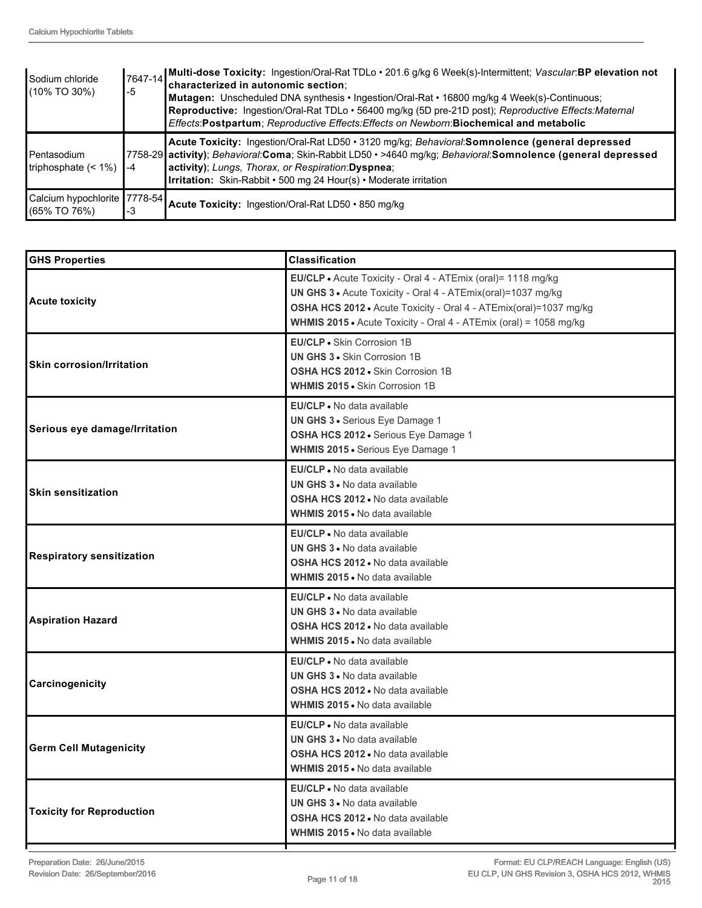| | | |
|---|---|---|
| Sodium chloride (10% TO 30%) | 7647-14-5 | **Multi-dose Toxicity:** Ingestion/Oral-Rat TDLo • 201.6 g/kg 6 Week(s)-Intermittent; *Vascular*:**BP elevation not characterized in autonomic section**; **Mutagen:** Unscheduled DNA synthesis • Ingestion/Oral-Rat • 16800 mg/kg 4 Week(s)-Continuous; **Reproductive:** Ingestion/Oral-Rat TDLo • 56400 mg/kg (5D pre-21D post); *Reproductive Effects:Maternal Effects*:**Postpartum**; *Reproductive Effects:Effects on Newborn*:**Biochemical and metabolic** |
| Pentasodium triphosphate (< 1%) | 7758-29-4 | **Acute Toxicity:** Ingestion/Oral-Rat LD50 • 3120 mg/kg; *Behavioral*:**Somnolence (general depressed activity)**; *Behavioral*:**Coma**; Skin-Rabbit LD50 • >4640 mg/kg; *Behavioral*:**Somnolence (general depressed activity)**; *Lungs, Thorax, or Respiration*:**Dyspnea**; **Irritation:** Skin-Rabbit • 500 mg 24 Hour(s) • Moderate irritation |
| Calcium hypochlorite (65% TO 76%) | 7778-54-3 | **Acute Toxicity:** Ingestion/Oral-Rat LD50 • 850 mg/kg |

| GHS Properties | Classification |
|---|---|
| **Acute toxicity** | **EU/CLP** • Acute Toxicity - Oral 4 - ATEmix (oral)= 1118 mg/kg<br>**UN GHS 3** • Acute Toxicity - Oral 4 - ATEmix(oral)=1037 mg/kg<br>**OSHA HCS 2012** • Acute Toxicity - Oral 4 - ATEmix(oral)=1037 mg/kg<br>**WHMIS 2015** • Acute Toxicity - Oral 4 - ATEmix (oral) = 1058 mg/kg |
| **Skin corrosion/Irritation** | **EU/CLP** • Skin Corrosion 1B<br>**UN GHS 3** • Skin Corrosion 1B<br>**OSHA HCS 2012** • Skin Corrosion 1B<br>**WHMIS 2015** • Skin Corrosion 1B |
| **Serious eye damage/Irritation** | **EU/CLP** • No data available<br>**UN GHS 3** • Serious Eye Damage 1<br>**OSHA HCS 2012** • Serious Eye Damage 1<br>**WHMIS 2015** • Serious Eye Damage 1 |
| **Skin sensitization** | **EU/CLP** • No data available<br>**UN GHS 3** • No data available<br>**OSHA HCS 2012** • No data available<br>**WHMIS 2015** • No data available |
| **Respiratory sensitization** | **EU/CLP** • No data available<br>**UN GHS 3** • No data available<br>**OSHA HCS 2012** • No data available<br>**WHMIS 2015** • No data available |
| **Aspiration Hazard** | **EU/CLP** • No data available<br>**UN GHS 3** • No data available<br>**OSHA HCS 2012** • No data available<br>**WHMIS 2015** • No data available |
| **Carcinogenicity** | **EU/CLP** • No data available<br>**UN GHS 3** • No data available<br>**OSHA HCS 2012** • No data available<br>**WHMIS 2015** • No data available |
| **Germ Cell Mutagenicity** | **EU/CLP** • No data available<br>**UN GHS 3** • No data available<br>**OSHA HCS 2012** • No data available<br>**WHMIS 2015** • No data available |
| **Toxicity for Reproduction** | **EU/CLP** • No data available<br>**UN GHS 3** • No data available<br>**OSHA HCS 2012** • No data available<br>**WHMIS 2015** • No data available |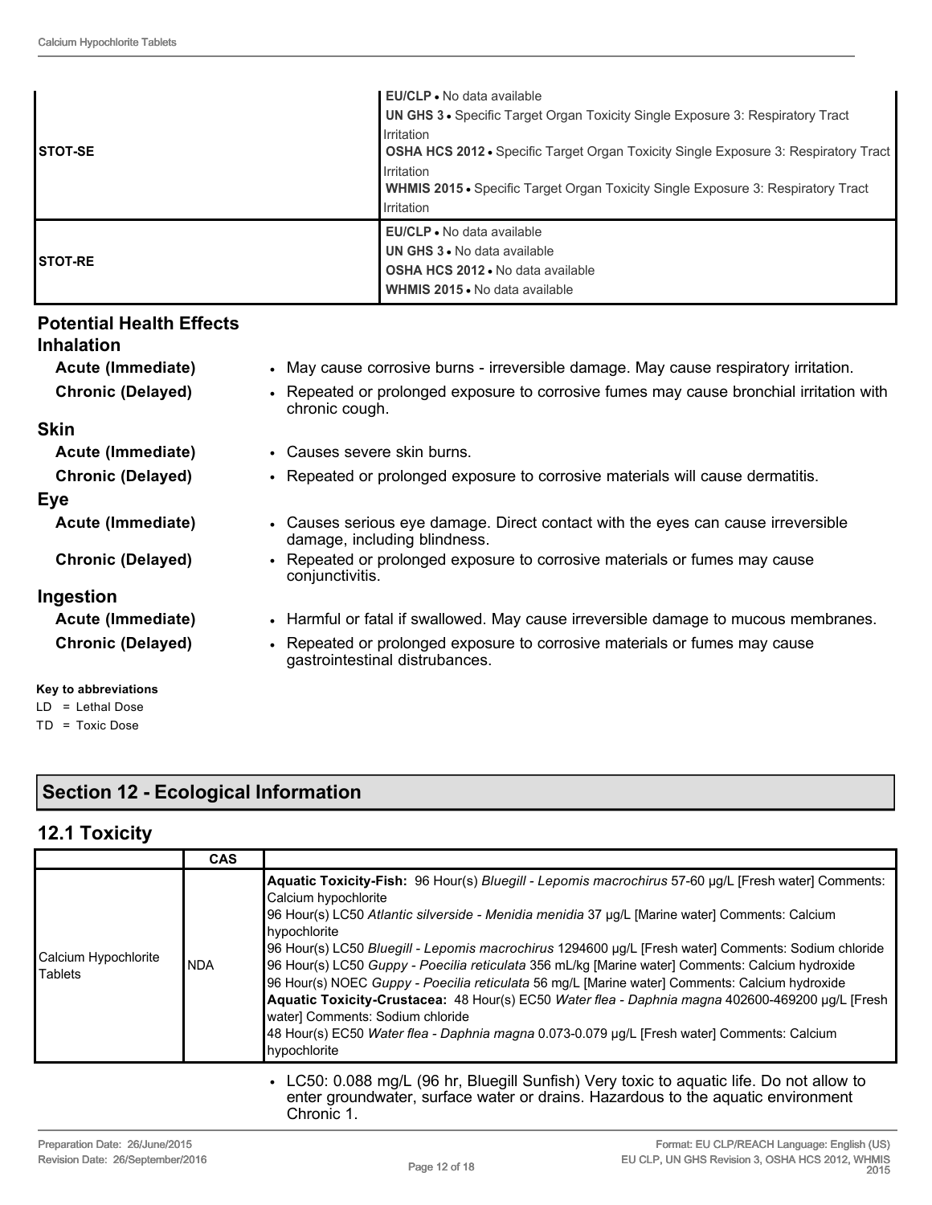| | |
|---|---|
| **STOT-SE** | **EU/CLP** • No data available<br>**UN GHS 3** • Specific Target Organ Toxicity Single Exposure 3: Respiratory Tract Irritation<br>**OSHA HCS 2012** • Specific Target Organ Toxicity Single Exposure 3: Respiratory Tract Irritation<br>**WHMIS 2015** • Specific Target Organ Toxicity Single Exposure 3: Respiratory Tract Irritation |
| **STOT-RE** | **EU/CLP** • No data available<br>**UN GHS 3** • No data available<br>**OSHA HCS 2012** • No data available<br>**WHMIS 2015** • No data available |

## Potential Health Effects

### Inhalation

**Acute (Immediate)**
- May cause corrosive burns - irreversible damage. May cause respiratory irritation.

**Chronic (Delayed)**
- Repeated or prolonged exposure to corrosive fumes may cause bronchial irritation with chronic cough.

### Skin

**Acute (Immediate)**
- Causes severe skin burns.

**Chronic (Delayed)**
- Repeated or prolonged exposure to corrosive materials will cause dermatitis.

### Eye

**Acute (Immediate)**
- Causes serious eye damage. Direct contact with the eyes can cause irreversible damage, including blindness.

**Chronic (Delayed)**
- Repeated or prolonged exposure to corrosive materials or fumes may cause conjunctivitis.

### Ingestion

**Acute (Immediate)**
- Harmful or fatal if swallowed. May cause irreversible damage to mucous membranes.

**Chronic (Delayed)**
- Repeated or prolonged exposure to corrosive materials or fumes may cause gastrointestinal distrubances.

**Key to abbreviations**

LD = Lethal Dose

TD = Toxic Dose

## Section 12 - Ecological Information

### 12.1 Toxicity

| | CAS | |
|---|---|---|
| Calcium Hypochlorite Tablets | NDA | **Aquatic Toxicity-Fish:** 96 Hour(s) *Bluegill - Lepomis macrochirus* 57-60 µg/L [Fresh water] Comments: Calcium hypochlorite<br>96 Hour(s) LC50 *Atlantic silverside - Menidia menidia* 37 µg/L [Marine water] Comments: Calcium hypochlorite<br>96 Hour(s) LC50 *Bluegill - Lepomis macrochirus* 1294600 µg/L [Fresh water] Comments: Sodium chloride<br>96 Hour(s) LC50 *Guppy - Poecilia reticulata* 356 mL/kg [Marine water] Comments: Calcium hydroxide<br>96 Hour(s) NOEC *Guppy - Poecilia reticulata* 56 mg/L [Marine water] Comments: Calcium hydroxide<br>**Aquatic Toxicity-Crustacea:** 48 Hour(s) EC50 *Water flea - Daphnia magna* 402600-469200 µg/L [Fresh water] Comments: Sodium chloride<br>48 Hour(s) EC50 *Water flea - Daphnia magna* 0.073-0.079 µg/L [Fresh water] Comments: Calcium hypochlorite |

- LC50: 0.088 mg/L (96 hr, Bluegill Sunfish) Very toxic to aquatic life. Do not allow to enter groundwater, surface water or drains. Hazardous to the aquatic environment Chronic 1.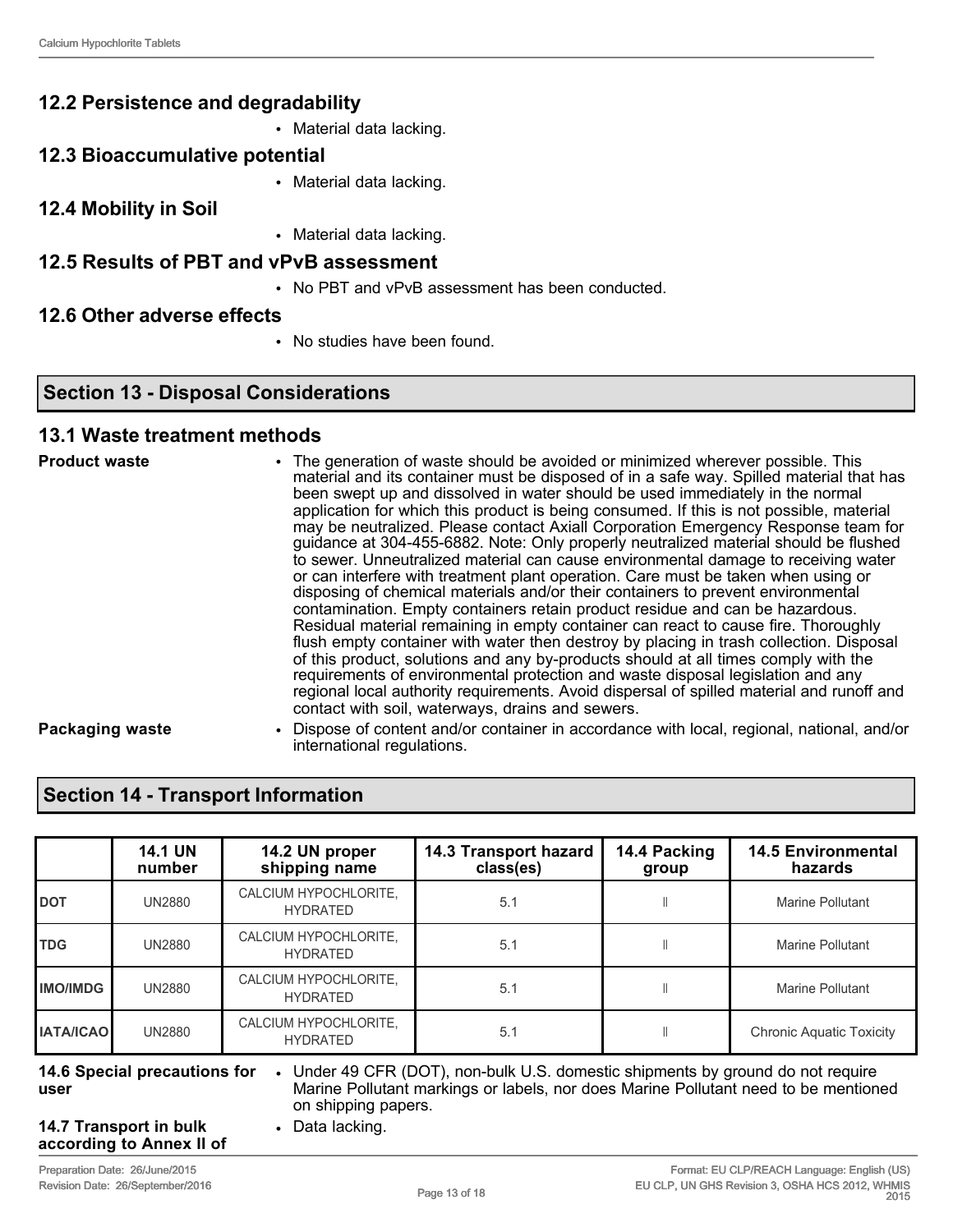## 12.2 Persistence and degradability

- Material data lacking.

## 12.3 Bioaccumulative potential

- Material data lacking.

## 12.4 Mobility in Soil

- Material data lacking.

## 12.5 Results of PBT and vPvB assessment

- No PBT and vPvB assessment has been conducted.

## 12.6 Other adverse effects

- No studies have been found.

# Section 13 - Disposal Considerations

## 13.1 Waste treatment methods

**Product waste**

- The generation of waste should be avoided or minimized wherever possible. This material and its container must be disposed of in a safe way. Spilled material that has been swept up and dissolved in water should be used immediately in the normal application for which this product is being consumed. If this is not possible, material may be neutralized. Please contact Axiall Corporation Emergency Response team for guidance at 304-455-6882. Note: Only properly neutralized material should be flushed to sewer. Unneutralized material can cause environmental damage to receiving water or can interfere with treatment plant operation. Care must be taken when using or disposing of chemical materials and/or their containers to prevent environmental contamination. Empty containers retain product residue and can be hazardous. Residual material remaining in empty container can react to cause fire. Thoroughly flush empty container with water then destroy by placing in trash collection. Disposal of this product, solutions and any by-products should at all times comply with the requirements of environmental protection and waste disposal legislation and any regional local authority requirements. Avoid dispersal of spilled material and runoff and contact with soil, waterways, drains and sewers.

**Packaging waste**

- Dispose of content and/or container in accordance with local, regional, national, and/or international regulations.

# Section 14 - Transport Information

| | 14.1 UN number | 14.2 UN proper shipping name | 14.3 Transport hazard class(es) | 14.4 Packing group | 14.5 Environmental hazards |
|---|---|---|---|---|---|
| DOT | UN2880 | CALCIUM HYPOCHLORITE, HYDRATED | 5.1 | II | Marine Pollutant |
| TDG | UN2880 | CALCIUM HYPOCHLORITE, HYDRATED | 5.1 | II | Marine Pollutant |
| IMO/IMDG | UN2880 | CALCIUM HYPOCHLORITE, HYDRATED | 5.1 | II | Marine Pollutant |
| IATA/ICAO | UN2880 | CALCIUM HYPOCHLORITE, HYDRATED | 5.1 | II | Chronic Aquatic Toxicity |

**14.6 Special precautions for user**

- Under 49 CFR (DOT), non-bulk U.S. domestic shipments by ground do not require Marine Pollutant markings or labels, nor does Marine Pollutant need to be mentioned on shipping papers.

**14.7 Transport in bulk according to Annex II of**

- Data lacking.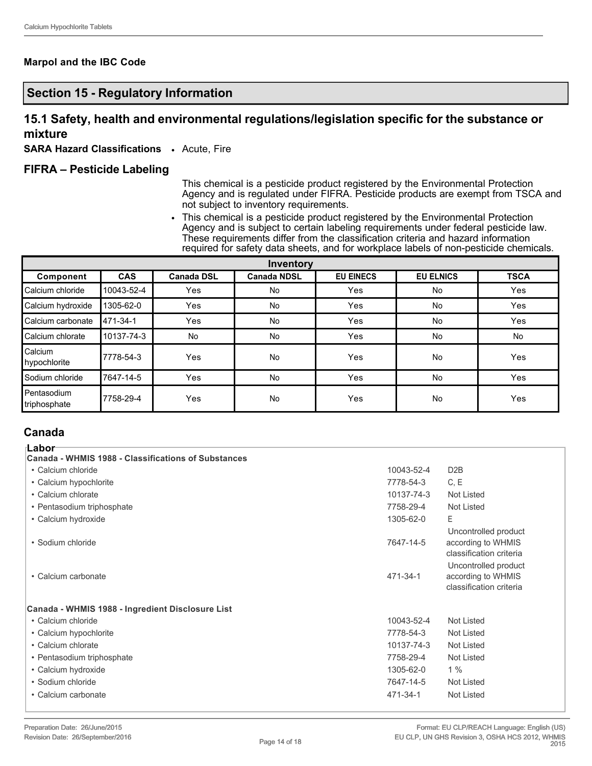**Marpol and the IBC Code**

## Section 15 - Regulatory Information

### 15.1 Safety, health and environmental regulations/legislation specific for the substance or mixture

**SARA Hazard Classifications** • Acute, Fire

### FIFRA – Pesticide Labeling

This chemical is a pesticide product registered by the Environmental Protection Agency and is regulated under FIFRA. Pesticide products are exempt from TSCA and not subject to inventory requirements.

- This chemical is a pesticide product registered by the Environmental Protection Agency and is subject to certain labeling requirements under federal pesticide law. These requirements differ from the classification criteria and hazard information required for safety data sheets, and for workplace labels of non-pesticide chemicals.

| Inventory | | | | | | |
|---|---|---|---|---|---|---|
| **Component** | **CAS** | **Canada DSL** | **Canada NDSL** | **EU EINECS** | **EU ELNICS** | **TSCA** |
| Calcium chloride | 10043-52-4 | Yes | No | Yes | No | Yes |
| Calcium hydroxide | 1305-62-0 | Yes | No | Yes | No | Yes |
| Calcium carbonate | 471-34-1 | Yes | No | Yes | No | Yes |
| Calcium chlorate | 10137-74-3 | No | No | Yes | No | No |
| Calcium hypochlorite | 7778-54-3 | Yes | No | Yes | No | Yes |
| Sodium chloride | 7647-14-5 | Yes | No | Yes | No | Yes |
| Pentasodium triphosphate | 7758-29-4 | Yes | No | Yes | No | Yes |

## Canada

**Labor**

**Canada - WHMIS 1988 - Classifications of Substances**

| | | |
|---|---|---|
| • Calcium chloride | 10043-52-4 | D2B |
| • Calcium hypochlorite | 7778-54-3 | C, E |
| • Calcium chlorate | 10137-74-3 | Not Listed |
| • Pentasodium triphosphate | 7758-29-4 | Not Listed |
| • Calcium hydroxide | 1305-62-0 | E |
| • Sodium chloride | 7647-14-5 | Uncontrolled product according to WHMIS classification criteria |
| • Calcium carbonate | 471-34-1 | Uncontrolled product according to WHMIS classification criteria |

**Canada - WHMIS 1988 - Ingredient Disclosure List**

| | | |
|---|---|---|
| • Calcium chloride | 10043-52-4 | Not Listed |
| • Calcium hypochlorite | 7778-54-3 | Not Listed |
| • Calcium chlorate | 10137-74-3 | Not Listed |
| • Pentasodium triphosphate | 7758-29-4 | Not Listed |
| • Calcium hydroxide | 1305-62-0 | 1 % |
| • Sodium chloride | 7647-14-5 | Not Listed |
| • Calcium carbonate | 471-34-1 | Not Listed |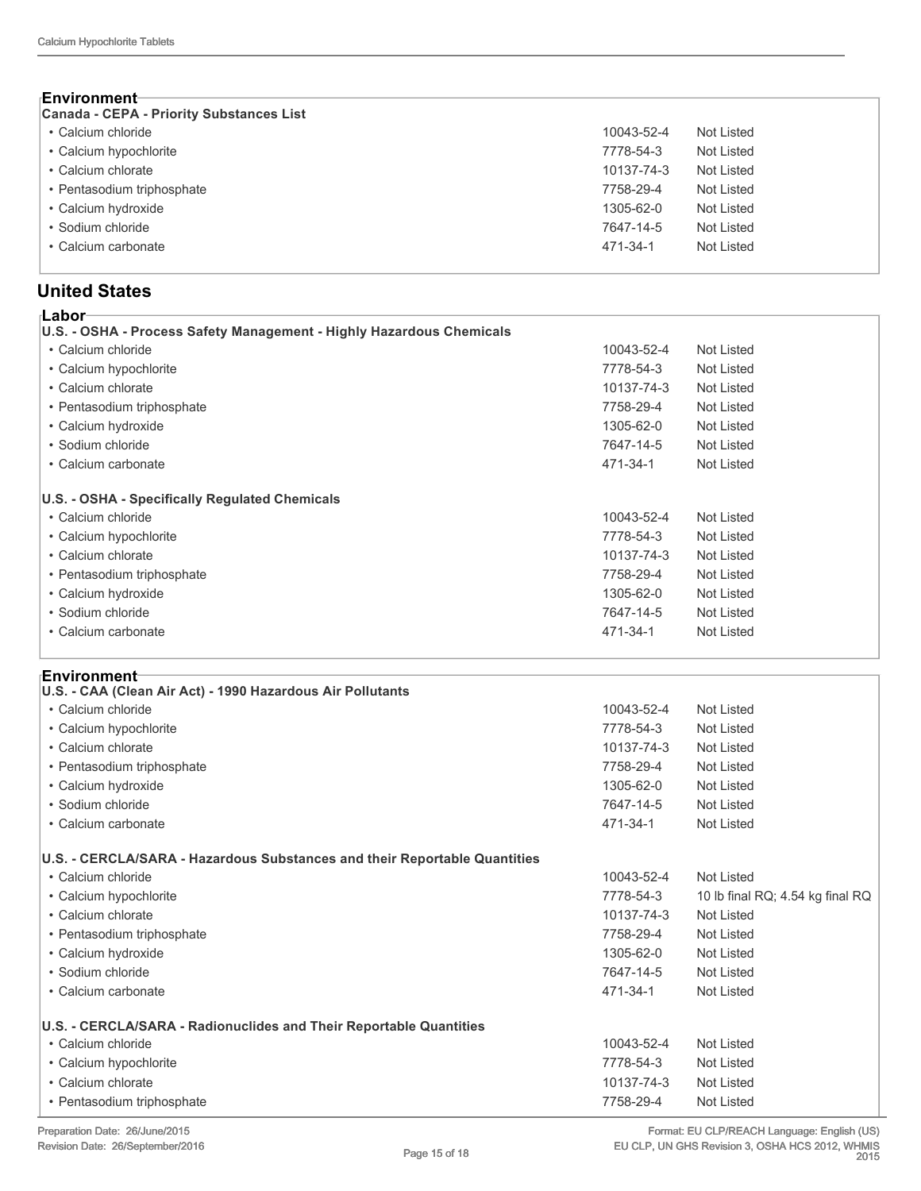**Environment**

**Canada - CEPA - Priority Substances List**

| | | |
|---|---|---|
| • Calcium chloride | 10043-52-4 | Not Listed |
| • Calcium hypochlorite | 7778-54-3 | Not Listed |
| • Calcium chlorate | 10137-74-3 | Not Listed |
| • Pentasodium triphosphate | 7758-29-4 | Not Listed |
| • Calcium hydroxide | 1305-62-0 | Not Listed |
| • Sodium chloride | 7647-14-5 | Not Listed |
| • Calcium carbonate | 471-34-1 | Not Listed |

## United States

**Labor**

**U.S. - OSHA - Process Safety Management - Highly Hazardous Chemicals**

| | | |
|---|---|---|
| • Calcium chloride | 10043-52-4 | Not Listed |
| • Calcium hypochlorite | 7778-54-3 | Not Listed |
| • Calcium chlorate | 10137-74-3 | Not Listed |
| • Pentasodium triphosphate | 7758-29-4 | Not Listed |
| • Calcium hydroxide | 1305-62-0 | Not Listed |
| • Sodium chloride | 7647-14-5 | Not Listed |
| • Calcium carbonate | 471-34-1 | Not Listed |

**U.S. - OSHA - Specifically Regulated Chemicals**

| | | |
|---|---|---|
| • Calcium chloride | 10043-52-4 | Not Listed |
| • Calcium hypochlorite | 7778-54-3 | Not Listed |
| • Calcium chlorate | 10137-74-3 | Not Listed |
| • Pentasodium triphosphate | 7758-29-4 | Not Listed |
| • Calcium hydroxide | 1305-62-0 | Not Listed |
| • Sodium chloride | 7647-14-5 | Not Listed |
| • Calcium carbonate | 471-34-1 | Not Listed |

**Environment**

**U.S. - CAA (Clean Air Act) - 1990 Hazardous Air Pollutants**

| | | |
|---|---|---|
| • Calcium chloride | 10043-52-4 | Not Listed |
| • Calcium hypochlorite | 7778-54-3 | Not Listed |
| • Calcium chlorate | 10137-74-3 | Not Listed |
| • Pentasodium triphosphate | 7758-29-4 | Not Listed |
| • Calcium hydroxide | 1305-62-0 | Not Listed |
| • Sodium chloride | 7647-14-5 | Not Listed |
| • Calcium carbonate | 471-34-1 | Not Listed |

**U.S. - CERCLA/SARA - Hazardous Substances and their Reportable Quantities**

| | | |
|---|---|---|
| • Calcium chloride | 10043-52-4 | Not Listed |
| • Calcium hypochlorite | 7778-54-3 | 10 lb final RQ; 4.54 kg final RQ |
| • Calcium chlorate | 10137-74-3 | Not Listed |
| • Pentasodium triphosphate | 7758-29-4 | Not Listed |
| • Calcium hydroxide | 1305-62-0 | Not Listed |
| • Sodium chloride | 7647-14-5 | Not Listed |
| • Calcium carbonate | 471-34-1 | Not Listed |

**U.S. - CERCLA/SARA - Radionuclides and Their Reportable Quantities**

| | | |
|---|---|---|
| • Calcium chloride | 10043-52-4 | Not Listed |
| • Calcium hypochlorite | 7778-54-3 | Not Listed |
| • Calcium chlorate | 10137-74-3 | Not Listed |
| • Pentasodium triphosphate | 7758-29-4 | Not Listed |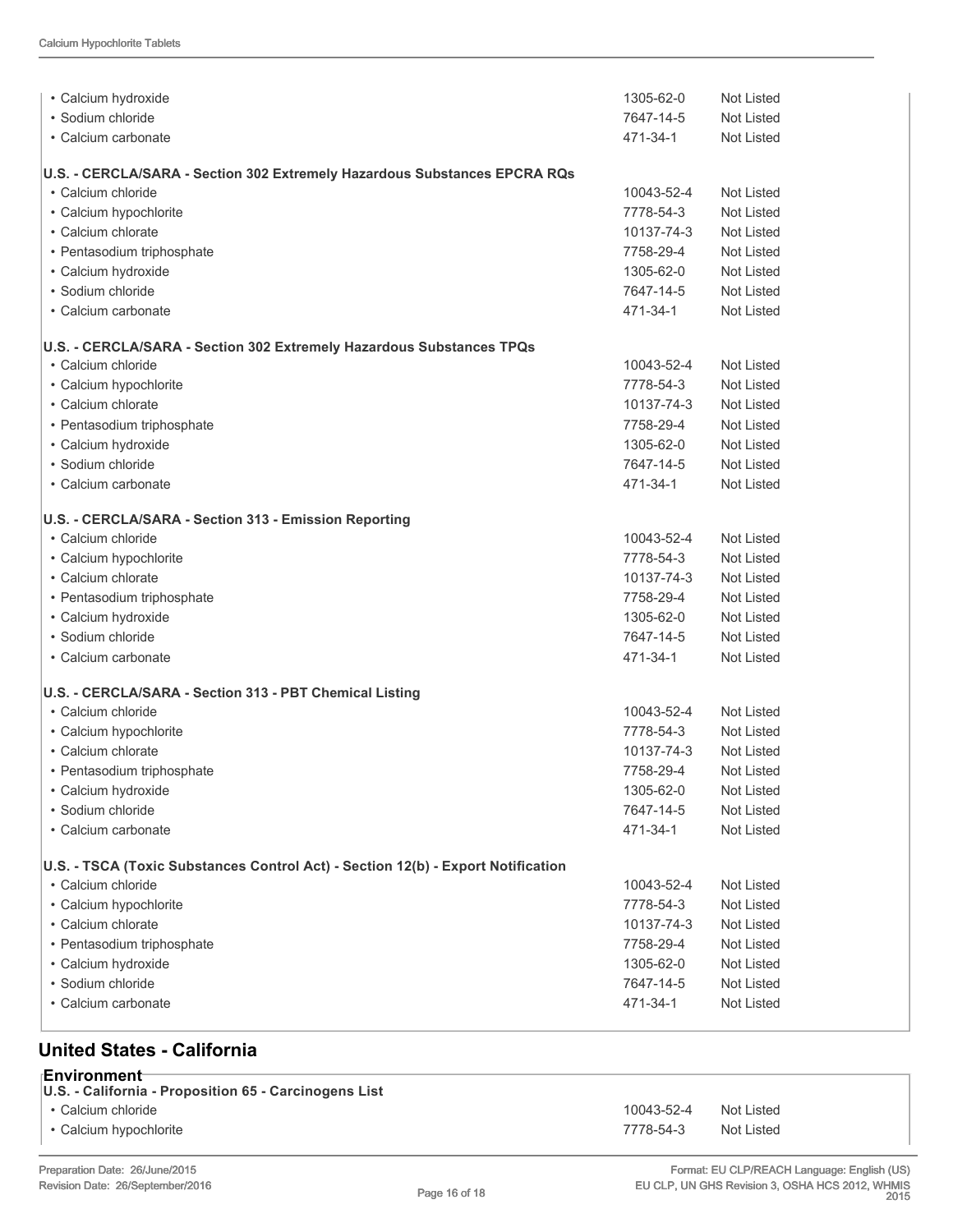| | | |
|---|---|---|
| • Calcium hydroxide | 1305-62-0 | Not Listed |
| • Sodium chloride | 7647-14-5 | Not Listed |
| • Calcium carbonate | 471-34-1 | Not Listed |

**U.S. - CERCLA/SARA - Section 302 Extremely Hazardous Substances EPCRA RQs**

| | | |
|---|---|---|
| • Calcium chloride | 10043-52-4 | Not Listed |
| • Calcium hypochlorite | 7778-54-3 | Not Listed |
| • Calcium chlorate | 10137-74-3 | Not Listed |
| • Pentasodium triphosphate | 7758-29-4 | Not Listed |
| • Calcium hydroxide | 1305-62-0 | Not Listed |
| • Sodium chloride | 7647-14-5 | Not Listed |
| • Calcium carbonate | 471-34-1 | Not Listed |

**U.S. - CERCLA/SARA - Section 302 Extremely Hazardous Substances TPQs**

| | | |
|---|---|---|
| • Calcium chloride | 10043-52-4 | Not Listed |
| • Calcium hypochlorite | 7778-54-3 | Not Listed |
| • Calcium chlorate | 10137-74-3 | Not Listed |
| • Pentasodium triphosphate | 7758-29-4 | Not Listed |
| • Calcium hydroxide | 1305-62-0 | Not Listed |
| • Sodium chloride | 7647-14-5 | Not Listed |
| • Calcium carbonate | 471-34-1 | Not Listed |

**U.S. - CERCLA/SARA - Section 313 - Emission Reporting**

| | | |
|---|---|---|
| • Calcium chloride | 10043-52-4 | Not Listed |
| • Calcium hypochlorite | 7778-54-3 | Not Listed |
| • Calcium chlorate | 10137-74-3 | Not Listed |
| • Pentasodium triphosphate | 7758-29-4 | Not Listed |
| • Calcium hydroxide | 1305-62-0 | Not Listed |
| • Sodium chloride | 7647-14-5 | Not Listed |
| • Calcium carbonate | 471-34-1 | Not Listed |

**U.S. - CERCLA/SARA - Section 313 - PBT Chemical Listing**

| | | |
|---|---|---|
| • Calcium chloride | 10043-52-4 | Not Listed |
| • Calcium hypochlorite | 7778-54-3 | Not Listed |
| • Calcium chlorate | 10137-74-3 | Not Listed |
| • Pentasodium triphosphate | 7758-29-4 | Not Listed |
| • Calcium hydroxide | 1305-62-0 | Not Listed |
| • Sodium chloride | 7647-14-5 | Not Listed |
| • Calcium carbonate | 471-34-1 | Not Listed |

**U.S. - TSCA (Toxic Substances Control Act) - Section 12(b) - Export Notification**

| | | |
|---|---|---|
| • Calcium chloride | 10043-52-4 | Not Listed |
| • Calcium hypochlorite | 7778-54-3 | Not Listed |
| • Calcium chlorate | 10137-74-3 | Not Listed |
| • Pentasodium triphosphate | 7758-29-4 | Not Listed |
| • Calcium hydroxide | 1305-62-0 | Not Listed |
| • Sodium chloride | 7647-14-5 | Not Listed |
| • Calcium carbonate | 471-34-1 | Not Listed |

## United States - California

**Environment**

**U.S. - California - Proposition 65 - Carcinogens List**

| | | |
|---|---|---|
| • Calcium chloride | 10043-52-4 | Not Listed |
| • Calcium hypochlorite | 7778-54-3 | Not Listed |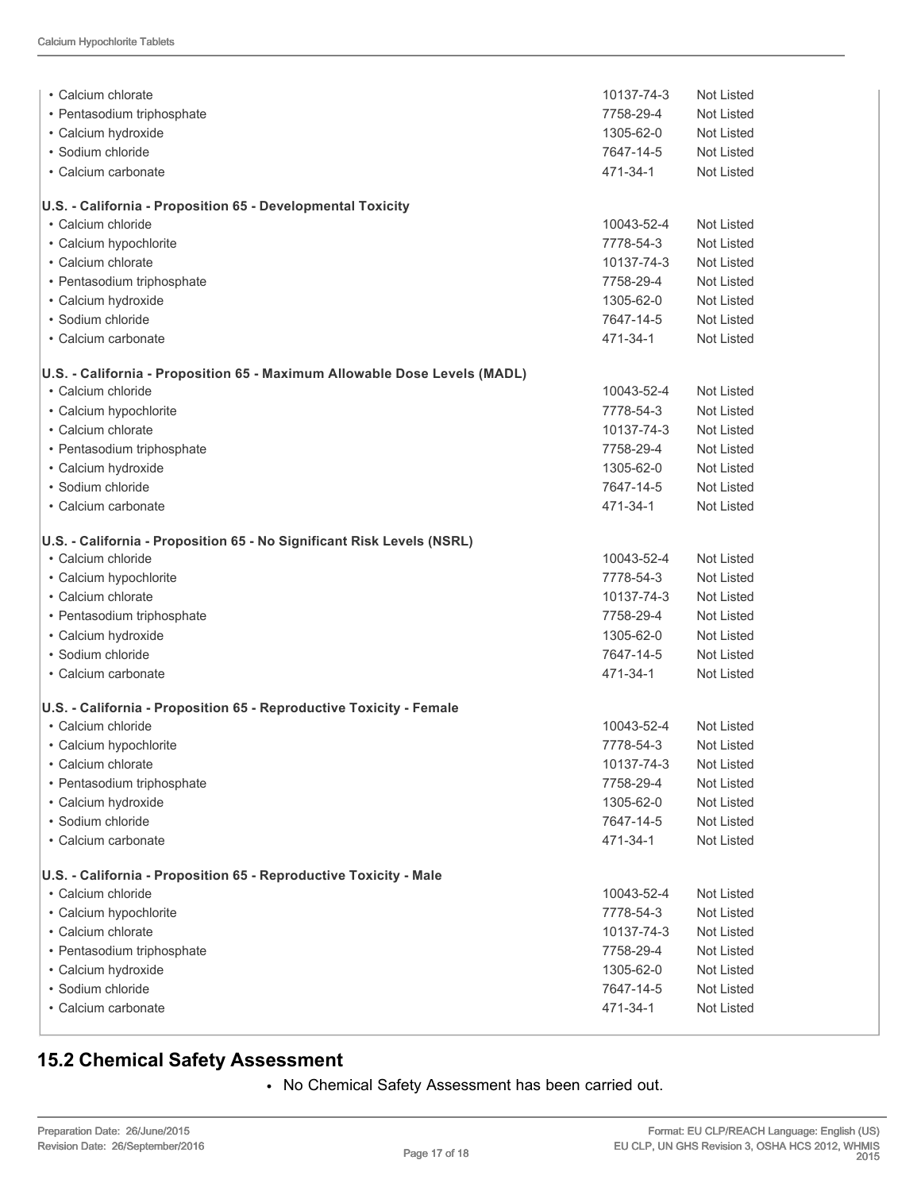| | | |
|---|---|---|
| • Calcium chlorate | 10137-74-3 | Not Listed |
| • Pentasodium triphosphate | 7758-29-4 | Not Listed |
| • Calcium hydroxide | 1305-62-0 | Not Listed |
| • Sodium chloride | 7647-14-5 | Not Listed |
| • Calcium carbonate | 471-34-1 | Not Listed |
| **U.S. - California - Proposition 65 - Developmental Toxicity** | | |
| • Calcium chloride | 10043-52-4 | Not Listed |
| • Calcium hypochlorite | 7778-54-3 | Not Listed |
| • Calcium chlorate | 10137-74-3 | Not Listed |
| • Pentasodium triphosphate | 7758-29-4 | Not Listed |
| • Calcium hydroxide | 1305-62-0 | Not Listed |
| • Sodium chloride | 7647-14-5 | Not Listed |
| • Calcium carbonate | 471-34-1 | Not Listed |
| **U.S. - California - Proposition 65 - Maximum Allowable Dose Levels (MADL)** | | |
| • Calcium chloride | 10043-52-4 | Not Listed |
| • Calcium hypochlorite | 7778-54-3 | Not Listed |
| • Calcium chlorate | 10137-74-3 | Not Listed |
| • Pentasodium triphosphate | 7758-29-4 | Not Listed |
| • Calcium hydroxide | 1305-62-0 | Not Listed |
| • Sodium chloride | 7647-14-5 | Not Listed |
| • Calcium carbonate | 471-34-1 | Not Listed |
| **U.S. - California - Proposition 65 - No Significant Risk Levels (NSRL)** | | |
| • Calcium chloride | 10043-52-4 | Not Listed |
| • Calcium hypochlorite | 7778-54-3 | Not Listed |
| • Calcium chlorate | 10137-74-3 | Not Listed |
| • Pentasodium triphosphate | 7758-29-4 | Not Listed |
| • Calcium hydroxide | 1305-62-0 | Not Listed |
| • Sodium chloride | 7647-14-5 | Not Listed |
| • Calcium carbonate | 471-34-1 | Not Listed |
| **U.S. - California - Proposition 65 - Reproductive Toxicity - Female** | | |
| • Calcium chloride | 10043-52-4 | Not Listed |
| • Calcium hypochlorite | 7778-54-3 | Not Listed |
| • Calcium chlorate | 10137-74-3 | Not Listed |
| • Pentasodium triphosphate | 7758-29-4 | Not Listed |
| • Calcium hydroxide | 1305-62-0 | Not Listed |
| • Sodium chloride | 7647-14-5 | Not Listed |
| • Calcium carbonate | 471-34-1 | Not Listed |
| **U.S. - California - Proposition 65 - Reproductive Toxicity - Male** | | |
| • Calcium chloride | 10043-52-4 | Not Listed |
| • Calcium hypochlorite | 7778-54-3 | Not Listed |
| • Calcium chlorate | 10137-74-3 | Not Listed |
| • Pentasodium triphosphate | 7758-29-4 | Not Listed |
| • Calcium hydroxide | 1305-62-0 | Not Listed |
| • Sodium chloride | 7647-14-5 | Not Listed |
| • Calcium carbonate | 471-34-1 | Not Listed |

## 15.2 Chemical Safety Assessment

- No Chemical Safety Assessment has been carried out.

Preparation Date: 26/June/2015
Revision Date: 26/September/2016

Format: EU CLP/REACH Language: English (US)
EU CLP, UN GHS Revision 3, OSHA HCS 2012, WHMIS 2015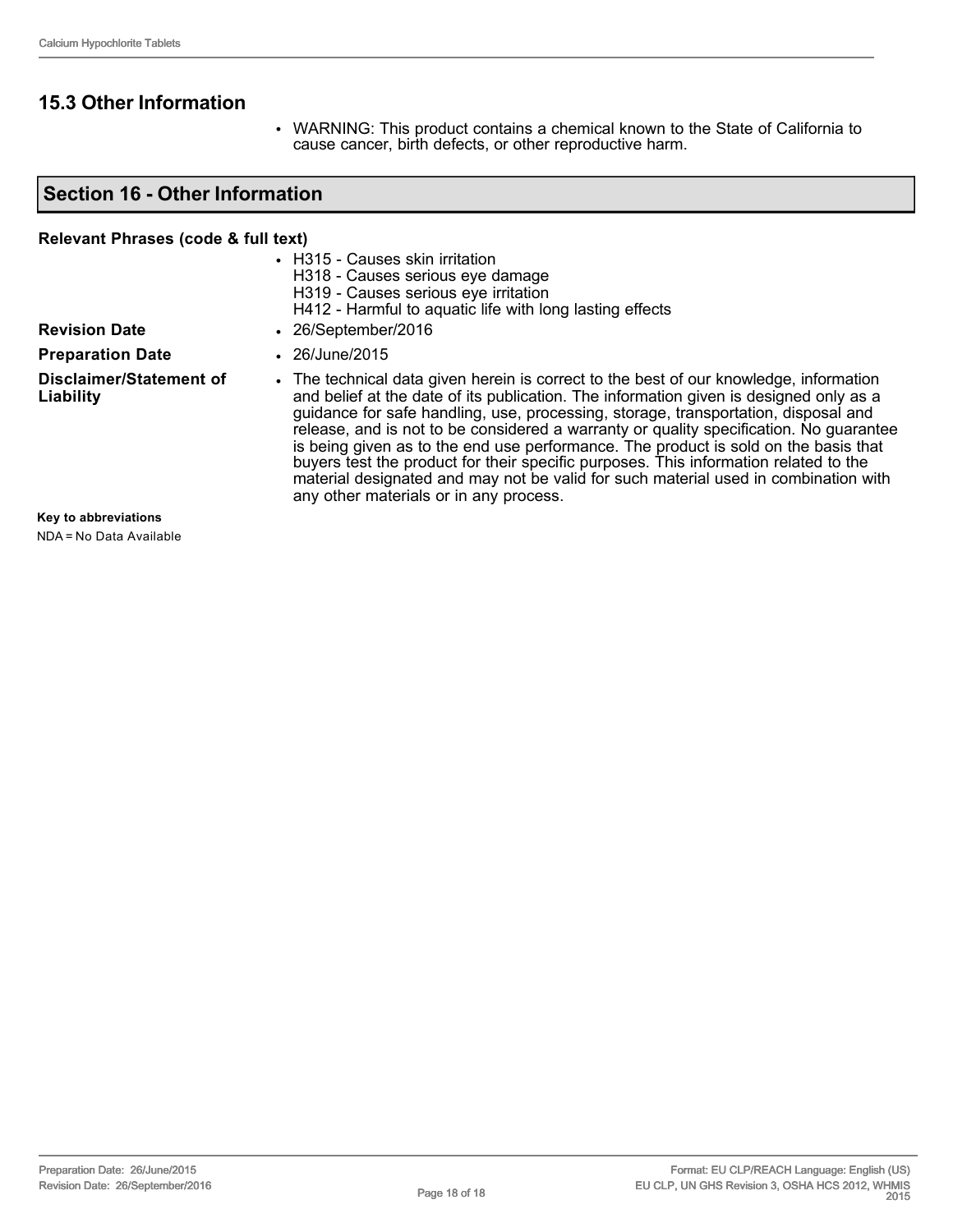## 15.3 Other Information

- WARNING: This product contains a chemical known to the State of California to cause cancer, birth defects, or other reproductive harm.

## Section 16 - Other Information

**Relevant Phrases (code & full text)**

- H315 - Causes skin irritation
  H318 - Causes serious eye damage
  H319 - Causes serious eye irritation
  H412 - Harmful to aquatic life with long lasting effects

**Revision Date**

- 26/September/2016

**Preparation Date**

- 26/June/2015

**Disclaimer/Statement of Liability**

- The technical data given herein is correct to the best of our knowledge, information and belief at the date of its publication. The information given is designed only as a guidance for safe handling, use, processing, storage, transportation, disposal and release, and is not to be considered a warranty or quality specification. No guarantee is being given as to the end use performance. The product is sold on the basis that buyers test the product for their specific purposes. This information related to the material designated and may not be valid for such material used in combination with any other materials or in any process.

**Key to abbreviations**

NDA = No Data Available